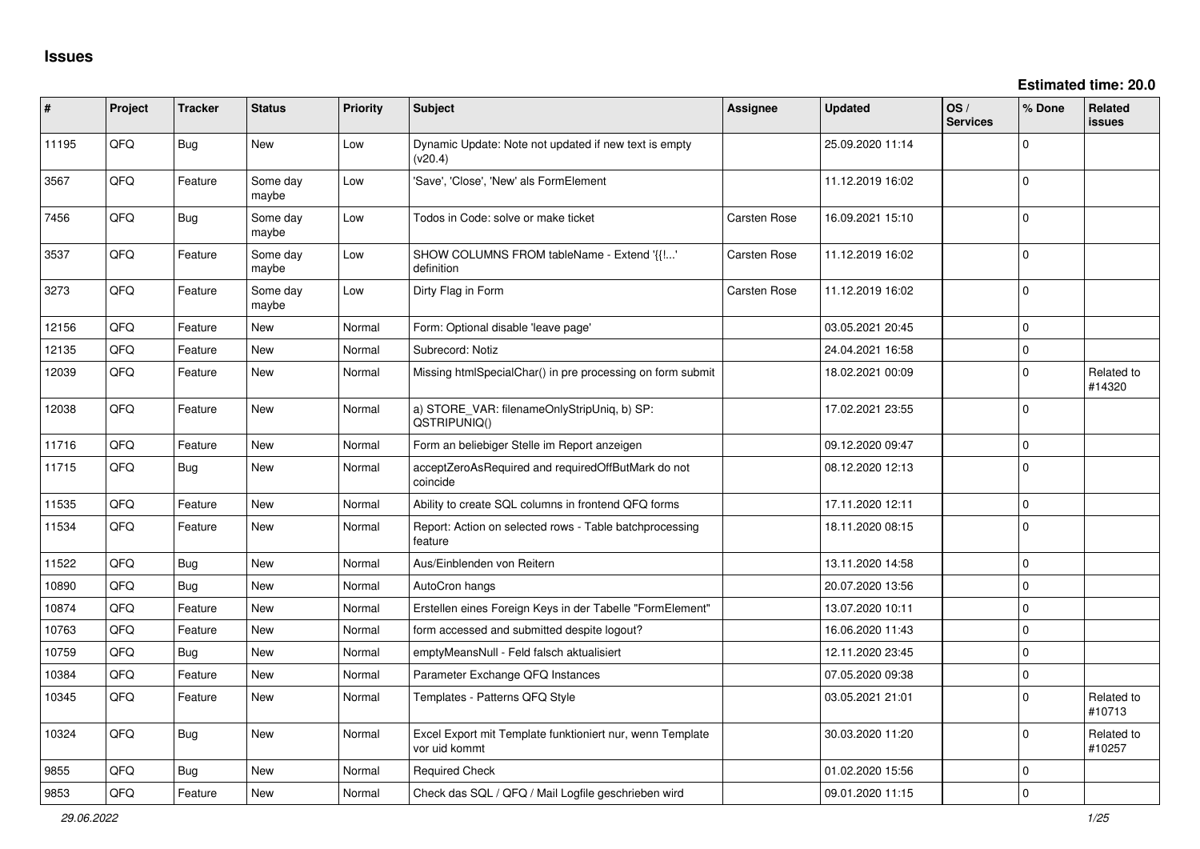# Issues

**Estimated time: 20.0**

| # | Project | Tracker | Status | Priority | Subject | Assignee | Updated | OS / Services | % Done | Related issues |
|---|---|---|---|---|---|---|---|---|---|---|
| 11195 | QFQ | Bug | New | Low | Dynamic Update: Note not updated if new text is empty (v20.4) | | 25.09.2020 11:14 | | 0 | |
| 3567 | QFQ | Feature | Some day maybe | Low | 'Save', 'Close', 'New' als FormElement | | 11.12.2019 16:02 | | 0 | |
| 7456 | QFQ | Bug | Some day maybe | Low | Todos in Code: solve or make ticket | Carsten Rose | 16.09.2021 15:10 | | 0 | |
| 3537 | QFQ | Feature | Some day maybe | Low | SHOW COLUMNS FROM tableName - Extend '{{!...' definition | Carsten Rose | 11.12.2019 16:02 | | 0 | |
| 3273 | QFQ | Feature | Some day maybe | Low | Dirty Flag in Form | Carsten Rose | 11.12.2019 16:02 | | 0 | |
| 12156 | QFQ | Feature | New | Normal | Form: Optional disable 'leave page' | | 03.05.2021 20:45 | | 0 | |
| 12135 | QFQ | Feature | New | Normal | Subrecord: Notiz | | 24.04.2021 16:58 | | 0 | |
| 12039 | QFQ | Feature | New | Normal | Missing htmlSpecialChar() in pre processing on form submit | | 18.02.2021 00:09 | | 0 | Related to #14320 |
| 12038 | QFQ | Feature | New | Normal | a) STORE_VAR: filenameOnlyStripUniq, b) SP: QSTRIPUNIQ() | | 17.02.2021 23:55 | | 0 | |
| 11716 | QFQ | Feature | New | Normal | Form an beliebiger Stelle im Report anzeigen | | 09.12.2020 09:47 | | 0 | |
| 11715 | QFQ | Bug | New | Normal | acceptZeroAsRequired and requiredOffButMark do not coincide | | 08.12.2020 12:13 | | 0 | |
| 11535 | QFQ | Feature | New | Normal | Ability to create SQL columns in frontend QFQ forms | | 17.11.2020 12:11 | | 0 | |
| 11534 | QFQ | Feature | New | Normal | Report: Action on selected rows - Table batchprocessing feature | | 18.11.2020 08:15 | | 0 | |
| 11522 | QFQ | Bug | New | Normal | Aus/Einblenden von Reitern | | 13.11.2020 14:58 | | 0 | |
| 10890 | QFQ | Bug | New | Normal | AutoCron hangs | | 20.07.2020 13:56 | | 0 | |
| 10874 | QFQ | Feature | New | Normal | Erstellen eines Foreign Keys in der Tabelle "FormElement" | | 13.07.2020 10:11 | | 0 | |
| 10763 | QFQ | Feature | New | Normal | form accessed and submitted despite logout? | | 16.06.2020 11:43 | | 0 | |
| 10759 | QFQ | Bug | New | Normal | emptyMeansNull - Feld falsch aktualisiert | | 12.11.2020 23:45 | | 0 | |
| 10384 | QFQ | Feature | New | Normal | Parameter Exchange QFQ Instances | | 07.05.2020 09:38 | | 0 | |
| 10345 | QFQ | Feature | New | Normal | Templates - Patterns QFQ Style | | 03.05.2021 21:01 | | 0 | Related to #10713 |
| 10324 | QFQ | Bug | New | Normal | Excel Export mit Template funktioniert nur, wenn Template vor uid kommt | | 30.03.2020 11:20 | | 0 | Related to #10257 |
| 9855 | QFQ | Bug | New | Normal | Required Check | | 01.02.2020 15:56 | | 0 | |
| 9853 | QFQ | Feature | New | Normal | Check das SQL / QFQ / Mail Logfile geschrieben wird | | 09.01.2020 11:15 | | 0 | |

*29.06.2022*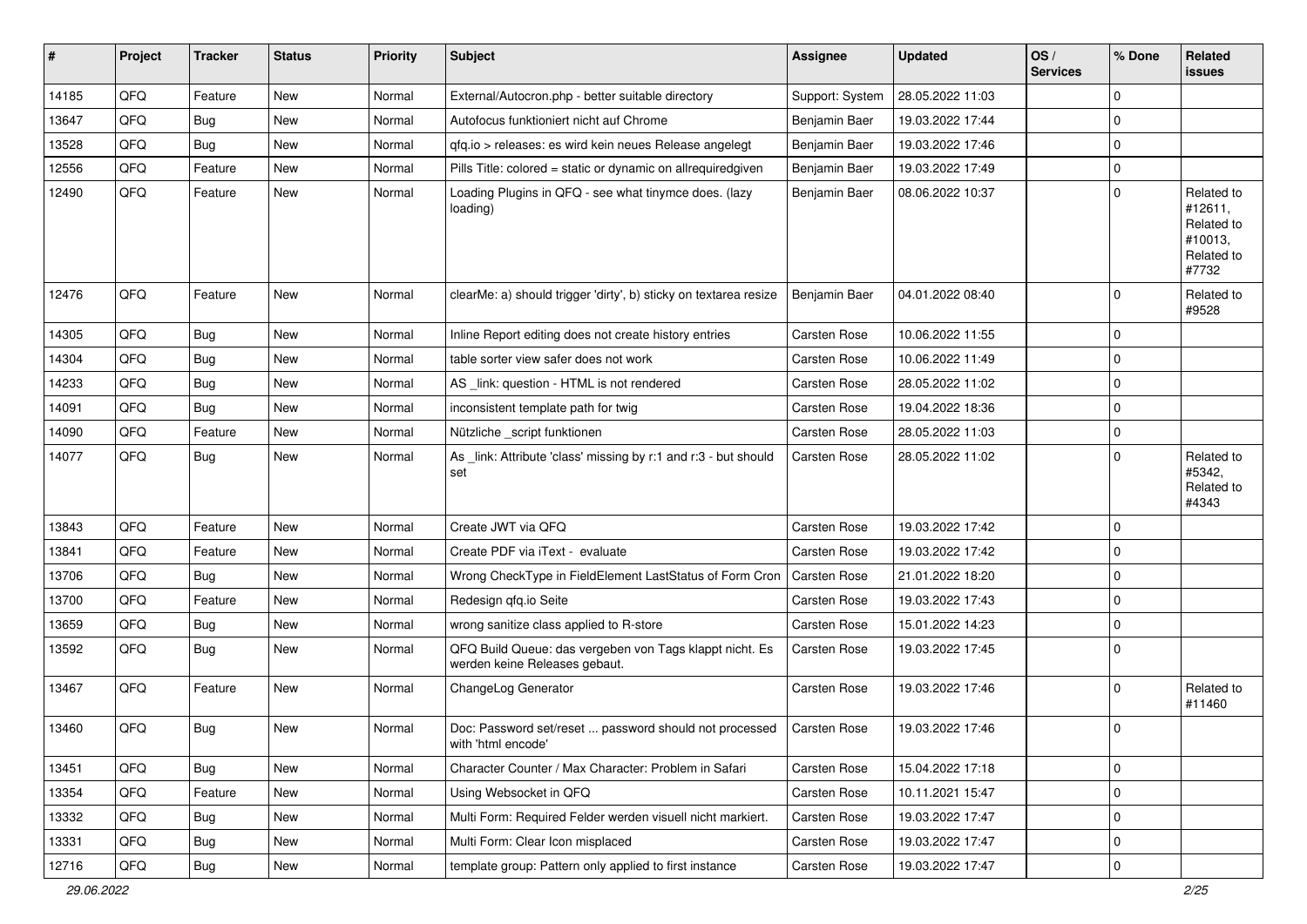| # | Project | Tracker | Status | Priority | Subject | Assignee | Updated | OS / Services | % Done | Related issues |
|---|---|---|---|---|---|---|---|---|---|---|
| 14185 | QFQ | Feature | New | Normal | External/Autocron.php - better suitable directory | Support: System | 28.05.2022 11:03 | | 0 | |
| 13647 | QFQ | Bug | New | Normal | Autofocus funktioniert nicht auf Chrome | Benjamin Baer | 19.03.2022 17:44 | | 0 | |
| 13528 | QFQ | Bug | New | Normal | qfq.io > releases: es wird kein neues Release angelegt | Benjamin Baer | 19.03.2022 17:46 | | 0 | |
| 12556 | QFQ | Feature | New | Normal | Pills Title: colored = static or dynamic on allrequiredgiven | Benjamin Baer | 19.03.2022 17:49 | | 0 | |
| 12490 | QFQ | Feature | New | Normal | Loading Plugins in QFQ - see what tinymce does. (lazy loading) | Benjamin Baer | 08.06.2022 10:37 | | 0 | Related to #12611, Related to #10013, Related to #7732 |
| 12476 | QFQ | Feature | New | Normal | clearMe: a) should trigger 'dirty', b) sticky on textarea resize | Benjamin Baer | 04.01.2022 08:40 | | 0 | Related to #9528 |
| 14305 | QFQ | Bug | New | Normal | Inline Report editing does not create history entries | Carsten Rose | 10.06.2022 11:55 | | 0 | |
| 14304 | QFQ | Bug | New | Normal | table sorter view safer does not work | Carsten Rose | 10.06.2022 11:49 | | 0 | |
| 14233 | QFQ | Bug | New | Normal | AS _link: question - HTML is not rendered | Carsten Rose | 28.05.2022 11:02 | | 0 | |
| 14091 | QFQ | Bug | New | Normal | inconsistent template path for twig | Carsten Rose | 19.04.2022 18:36 | | 0 | |
| 14090 | QFQ | Feature | New | Normal | Nützliche _script funktionen | Carsten Rose | 28.05.2022 11:03 | | 0 | |
| 14077 | QFQ | Bug | New | Normal | As _link: Attribute 'class' missing by r:1 and r:3 - but should set | Carsten Rose | 28.05.2022 11:02 | | 0 | Related to #5342, Related to #4343 |
| 13843 | QFQ | Feature | New | Normal | Create JWT via QFQ | Carsten Rose | 19.03.2022 17:42 | | 0 | |
| 13841 | QFQ | Feature | New | Normal | Create PDF via iText - evaluate | Carsten Rose | 19.03.2022 17:42 | | 0 | |
| 13706 | QFQ | Bug | New | Normal | Wrong CheckType in FieldElement LastStatus of Form Cron | Carsten Rose | 21.01.2022 18:20 | | 0 | |
| 13700 | QFQ | Feature | New | Normal | Redesign qfq.io Seite | Carsten Rose | 19.03.2022 17:43 | | 0 | |
| 13659 | QFQ | Bug | New | Normal | wrong sanitize class applied to R-store | Carsten Rose | 15.01.2022 14:23 | | 0 | |
| 13592 | QFQ | Bug | New | Normal | QFQ Build Queue: das vergeben von Tags klappt nicht. Es werden keine Releases gebaut. | Carsten Rose | 19.03.2022 17:45 | | 0 | |
| 13467 | QFQ | Feature | New | Normal | ChangeLog Generator | Carsten Rose | 19.03.2022 17:46 | | 0 | Related to #11460 |
| 13460 | QFQ | Bug | New | Normal | Doc: Password set/reset ... password should not processed with 'html encode' | Carsten Rose | 19.03.2022 17:46 | | 0 | |
| 13451 | QFQ | Bug | New | Normal | Character Counter / Max Character: Problem in Safari | Carsten Rose | 15.04.2022 17:18 | | 0 | |
| 13354 | QFQ | Feature | New | Normal | Using Websocket in QFQ | Carsten Rose | 10.11.2021 15:47 | | 0 | |
| 13332 | QFQ | Bug | New | Normal | Multi Form: Required Felder werden visuell nicht markiert. | Carsten Rose | 19.03.2022 17:47 | | 0 | |
| 13331 | QFQ | Bug | New | Normal | Multi Form: Clear Icon misplaced | Carsten Rose | 19.03.2022 17:47 | | 0 | |
| 12716 | QFQ | Bug | New | Normal | template group: Pattern only applied to first instance | Carsten Rose | 19.03.2022 17:47 | | 0 | |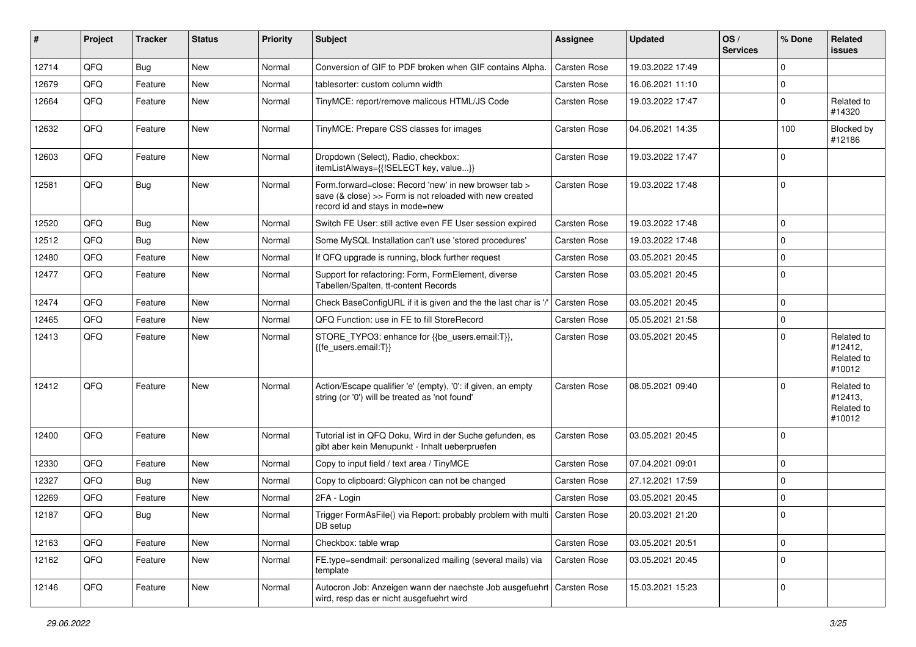| # | Project | Tracker | Status | Priority | Subject | Assignee | Updated | OS / Services | % Done | Related issues |
|---|---|---|---|---|---|---|---|---|---|---|
| 12714 | QFQ | Bug | New | Normal | Conversion of GIF to PDF broken when GIF contains Alpha. | Carsten Rose | 19.03.2022 17:49 | | 0 | |
| 12679 | QFQ | Feature | New | Normal | tablesorter: custom column width | Carsten Rose | 16.06.2021 11:10 | | 0 | |
| 12664 | QFQ | Feature | New | Normal | TinyMCE: report/remove malicous HTML/JS Code | Carsten Rose | 19.03.2022 17:47 | | 0 | Related to #14320 |
| 12632 | QFQ | Feature | New | Normal | TinyMCE: Prepare CSS classes for images | Carsten Rose | 04.06.2021 14:35 | | 100 | Blocked by #12186 |
| 12603 | QFQ | Feature | New | Normal | Dropdown (Select), Radio, checkbox: itemListAlways={{!SELECT key, value...}} | Carsten Rose | 19.03.2022 17:47 | | 0 | |
| 12581 | QFQ | Bug | New | Normal | Form.forward=close: Record 'new' in new browser tab > save (& close) >> Form is not reloaded with new created record id and stays in mode=new | Carsten Rose | 19.03.2022 17:48 | | 0 | |
| 12520 | QFQ | Bug | New | Normal | Switch FE User: still active even FE User session expired | Carsten Rose | 19.03.2022 17:48 | | 0 | |
| 12512 | QFQ | Bug | New | Normal | Some MySQL Installation can't use 'stored procedures' | Carsten Rose | 19.03.2022 17:48 | | 0 | |
| 12480 | QFQ | Feature | New | Normal | If QFQ upgrade is running, block further request | Carsten Rose | 03.05.2021 20:45 | | 0 | |
| 12477 | QFQ | Feature | New | Normal | Support for refactoring: Form, FormElement, diverse Tabellen/Spalten, tt-content Records | Carsten Rose | 03.05.2021 20:45 | | 0 | |
| 12474 | QFQ | Feature | New | Normal | Check BaseConfigURL if it is given and the the last char is '/' | Carsten Rose | 03.05.2021 20:45 | | 0 | |
| 12465 | QFQ | Feature | New | Normal | QFQ Function: use in FE to fill StoreRecord | Carsten Rose | 05.05.2021 21:58 | | 0 | |
| 12413 | QFQ | Feature | New | Normal | STORE_TYPO3: enhance for {{be_users.email:T}}, {{fe_users.email:T}} | Carsten Rose | 03.05.2021 20:45 | | 0 | Related to #12412, Related to #10012 |
| 12412 | QFQ | Feature | New | Normal | Action/Escape qualifier 'e' (empty), '0': if given, an empty string (or '0') will be treated as 'not found' | Carsten Rose | 08.05.2021 09:40 | | 0 | Related to #12413, Related to #10012 |
| 12400 | QFQ | Feature | New | Normal | Tutorial ist in QFQ Doku, Wird in der Suche gefunden, es gibt aber kein Menupunkt - Inhalt ueberpruefen | Carsten Rose | 03.05.2021 20:45 | | 0 | |
| 12330 | QFQ | Feature | New | Normal | Copy to input field / text area / TinyMCE | Carsten Rose | 07.04.2021 09:01 | | 0 | |
| 12327 | QFQ | Bug | New | Normal | Copy to clipboard: Glyphicon can not be changed | Carsten Rose | 27.12.2021 17:59 | | 0 | |
| 12269 | QFQ | Feature | New | Normal | 2FA - Login | Carsten Rose | 03.05.2021 20:45 | | 0 | |
| 12187 | QFQ | Bug | New | Normal | Trigger FormAsFile() via Report: probably problem with multi DB setup | Carsten Rose | 20.03.2021 21:20 | | 0 | |
| 12163 | QFQ | Feature | New | Normal | Checkbox: table wrap | Carsten Rose | 03.05.2021 20:51 | | 0 | |
| 12162 | QFQ | Feature | New | Normal | FE.type=sendmail: personalized mailing (several mails) via template | Carsten Rose | 03.05.2021 20:45 | | 0 | |
| 12146 | QFQ | Feature | New | Normal | Autocron Job: Anzeigen wann der naechste Job ausgefuehrt wird, resp das er nicht ausgefuehrt wird | Carsten Rose | 15.03.2021 15:23 | | 0 | |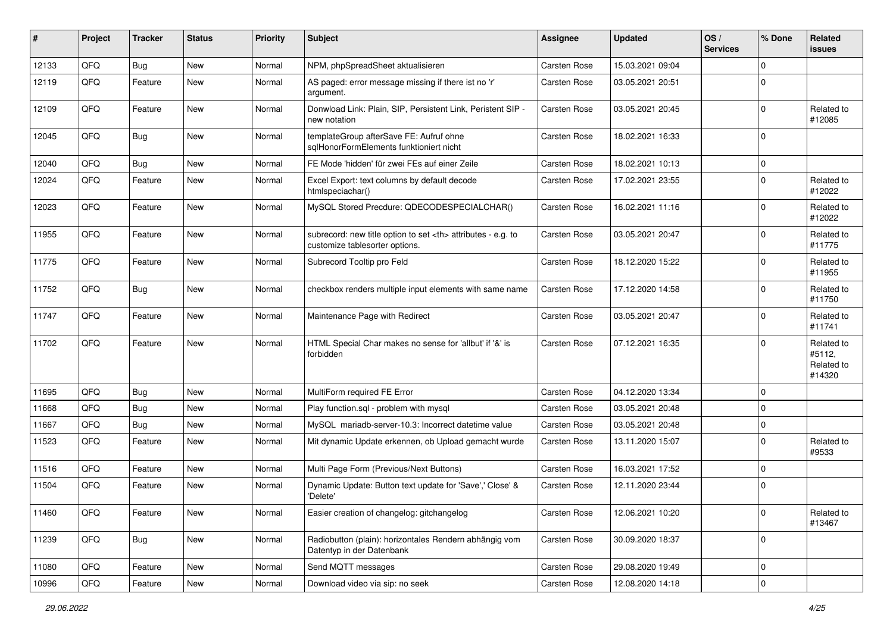| # | Project | Tracker | Status | Priority | Subject | Assignee | Updated | OS / Services | % Done | Related issues |
|---|---|---|---|---|---|---|---|---|---|---|
| 12133 | QFQ | Bug | New | Normal | NPM, phpSpreadSheet aktualisieren | Carsten Rose | 15.03.2021 09:04 | | 0 | |
| 12119 | QFQ | Feature | New | Normal | AS paged: error message missing if there ist no 'r' argument. | Carsten Rose | 03.05.2021 20:51 | | 0 | |
| 12109 | QFQ | Feature | New | Normal | Donwload Link: Plain, SIP, Persistent Link, Peristent SIP - new notation | Carsten Rose | 03.05.2021 20:45 | | 0 | Related to #12085 |
| 12045 | QFQ | Bug | New | Normal | templateGroup afterSave FE: Aufruf ohne sqlHonorFormElements funktioniert nicht | Carsten Rose | 18.02.2021 16:33 | | 0 | |
| 12040 | QFQ | Bug | New | Normal | FE Mode 'hidden' für zwei FEs auf einer Zeile | Carsten Rose | 18.02.2021 10:13 | | 0 | |
| 12024 | QFQ | Feature | New | Normal | Excel Export: text columns by default decode htmlspeciachar() | Carsten Rose | 17.02.2021 23:55 | | 0 | Related to #12022 |
| 12023 | QFQ | Feature | New | Normal | MySQL Stored Precdure: QDECODESPECIALCHAR() | Carsten Rose | 16.02.2021 11:16 | | 0 | Related to #12022 |
| 11955 | QFQ | Feature | New | Normal | subrecord: new title option to set <th> attributes - e.g. to customize tablesorter options. | Carsten Rose | 03.05.2021 20:47 | | 0 | Related to #11775 |
| 11775 | QFQ | Feature | New | Normal | Subrecord Tooltip pro Feld | Carsten Rose | 18.12.2020 15:22 | | 0 | Related to #11955 |
| 11752 | QFQ | Bug | New | Normal | checkbox renders multiple input elements with same name | Carsten Rose | 17.12.2020 14:58 | | 0 | Related to #11750 |
| 11747 | QFQ | Feature | New | Normal | Maintenance Page with Redirect | Carsten Rose | 03.05.2021 20:47 | | 0 | Related to #11741 |
| 11702 | QFQ | Feature | New | Normal | HTML Special Char makes no sense for 'allbut' if '&' is forbidden | Carsten Rose | 07.12.2021 16:35 | | 0 | Related to #5112, Related to #14320 |
| 11695 | QFQ | Bug | New | Normal | MultiForm required FE Error | Carsten Rose | 04.12.2020 13:34 | | 0 | |
| 11668 | QFQ | Bug | New | Normal | Play function.sql - problem with mysql | Carsten Rose | 03.05.2021 20:48 | | 0 | |
| 11667 | QFQ | Bug | New | Normal | MySQL mariadb-server-10.3: Incorrect datetime value | Carsten Rose | 03.05.2021 20:48 | | 0 | |
| 11523 | QFQ | Feature | New | Normal | Mit dynamic Update erkennen, ob Upload gemacht wurde | Carsten Rose | 13.11.2020 15:07 | | 0 | Related to #9533 |
| 11516 | QFQ | Feature | New | Normal | Multi Page Form (Previous/Next Buttons) | Carsten Rose | 16.03.2021 17:52 | | 0 | |
| 11504 | QFQ | Feature | New | Normal | Dynamic Update: Button text update for 'Save',' Close' & 'Delete' | Carsten Rose | 12.11.2020 23:44 | | 0 | |
| 11460 | QFQ | Feature | New | Normal | Easier creation of changelog: gitchangelog | Carsten Rose | 12.06.2021 10:20 | | 0 | Related to #13467 |
| 11239 | QFQ | Bug | New | Normal | Radiobutton (plain): horizontales Rendern abhängig vom Datentyp in der Datenbank | Carsten Rose | 30.09.2020 18:37 | | 0 | |
| 11080 | QFQ | Feature | New | Normal | Send MQTT messages | Carsten Rose | 29.08.2020 19:49 | | 0 | |
| 10996 | QFQ | Feature | New | Normal | Download video via sip: no seek | Carsten Rose | 12.08.2020 14:18 | | 0 | |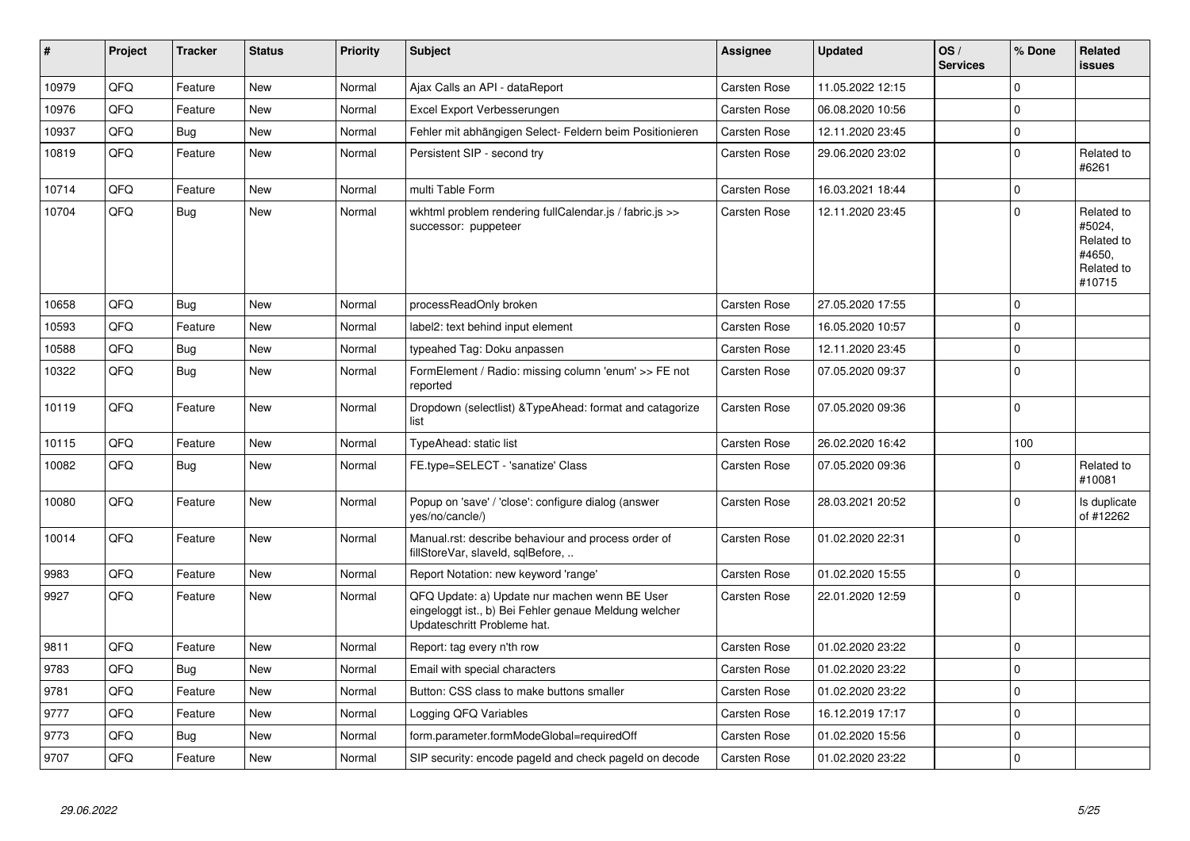| # | Project | Tracker | Status | Priority | Subject | Assignee | Updated | OS / Services | % Done | Related issues |
|---|---|---|---|---|---|---|---|---|---|---|
| 10979 | QFQ | Feature | New | Normal | Ajax Calls an API - dataReport | Carsten Rose | 11.05.2022 12:15 | | 0 | |
| 10976 | QFQ | Feature | New | Normal | Excel Export Verbesserungen | Carsten Rose | 06.08.2020 10:56 | | 0 | |
| 10937 | QFQ | Bug | New | Normal | Fehler mit abhängigen Select- Feldern beim Positionieren | Carsten Rose | 12.11.2020 23:45 | | 0 | |
| 10819 | QFQ | Feature | New | Normal | Persistent SIP - second try | Carsten Rose | 29.06.2020 23:02 | | 0 | Related to #6261 |
| 10714 | QFQ | Feature | New | Normal | multi Table Form | Carsten Rose | 16.03.2021 18:44 | | 0 | |
| 10704 | QFQ | Bug | New | Normal | wkhtml problem rendering fullCalendar.js / fabric.js >> successor: puppeteer | Carsten Rose | 12.11.2020 23:45 | | 0 | Related to #5024, Related to #4650, Related to #10715 |
| 10658 | QFQ | Bug | New | Normal | processReadOnly broken | Carsten Rose | 27.05.2020 17:55 | | 0 | |
| 10593 | QFQ | Feature | New | Normal | label2: text behind input element | Carsten Rose | 16.05.2020 10:57 | | 0 | |
| 10588 | QFQ | Bug | New | Normal | typeahed Tag: Doku anpassen | Carsten Rose | 12.11.2020 23:45 | | 0 | |
| 10322 | QFQ | Bug | New | Normal | FormElement / Radio: missing column 'enum' >> FE not reported | Carsten Rose | 07.05.2020 09:37 | | 0 | |
| 10119 | QFQ | Feature | New | Normal | Dropdown (selectlist) &TypeAhead: format and catagorize list | Carsten Rose | 07.05.2020 09:36 | | 0 | |
| 10115 | QFQ | Feature | New | Normal | TypeAhead: static list | Carsten Rose | 26.02.2020 16:42 | | 100 | |
| 10082 | QFQ | Bug | New | Normal | FE.type=SELECT - 'sanatize' Class | Carsten Rose | 07.05.2020 09:36 | | 0 | Related to #10081 |
| 10080 | QFQ | Feature | New | Normal | Popup on 'save' / 'close': configure dialog (answer yes/no/cancle/) | Carsten Rose | 28.03.2021 20:52 | | 0 | Is duplicate of #12262 |
| 10014 | QFQ | Feature | New | Normal | Manual.rst: describe behaviour and process order of fillStoreVar, slaveId, sqlBefore, .. | Carsten Rose | 01.02.2020 22:31 | | 0 | |
| 9983 | QFQ | Feature | New | Normal | Report Notation: new keyword 'range' | Carsten Rose | 01.02.2020 15:55 | | 0 | |
| 9927 | QFQ | Feature | New | Normal | QFQ Update: a) Update nur machen wenn BE User eingeloggt ist., b) Bei Fehler genaue Meldung welcher Updateschritt Probleme hat. | Carsten Rose | 22.01.2020 12:59 | | 0 | |
| 9811 | QFQ | Feature | New | Normal | Report: tag every n'th row | Carsten Rose | 01.02.2020 23:22 | | 0 | |
| 9783 | QFQ | Bug | New | Normal | Email with special characters | Carsten Rose | 01.02.2020 23:22 | | 0 | |
| 9781 | QFQ | Feature | New | Normal | Button: CSS class to make buttons smaller | Carsten Rose | 01.02.2020 23:22 | | 0 | |
| 9777 | QFQ | Feature | New | Normal | Logging QFQ Variables | Carsten Rose | 16.12.2019 17:17 | | 0 | |
| 9773 | QFQ | Bug | New | Normal | form.parameter.formModeGlobal=requiredOff | Carsten Rose | 01.02.2020 15:56 | | 0 | |
| 9707 | QFQ | Feature | New | Normal | SIP security: encode pageId and check pageId on decode | Carsten Rose | 01.02.2020 23:22 | | 0 | |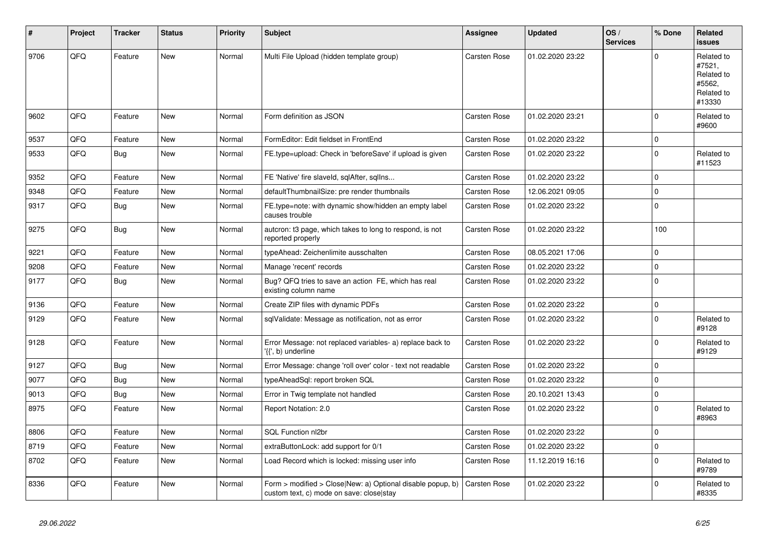| # | Project | Tracker | Status | Priority | Subject | Assignee | Updated | OS / Services | % Done | Related issues |
|---|---|---|---|---|---|---|---|---|---|---|
| 9706 | QFQ | Feature | New | Normal | Multi File Upload (hidden template group) | Carsten Rose | 01.02.2020 23:22 | | 0 | Related to #7521, Related to #5562, Related to #13330 |
| 9602 | QFQ | Feature | New | Normal | Form definition as JSON | Carsten Rose | 01.02.2020 23:21 | | 0 | Related to #9600 |
| 9537 | QFQ | Feature | New | Normal | FormEditor: Edit fieldset in FrontEnd | Carsten Rose | 01.02.2020 23:22 | | 0 | |
| 9533 | QFQ | Bug | New | Normal | FE.type=upload: Check in 'beforeSave' if upload is given | Carsten Rose | 01.02.2020 23:22 | | 0 | Related to #11523 |
| 9352 | QFQ | Feature | New | Normal | FE 'Native' fire slaveId, sqlAfter, sqlIns... | Carsten Rose | 01.02.2020 23:22 | | 0 | |
| 9348 | QFQ | Feature | New | Normal | defaultThumbnailSize: pre render thumbnails | Carsten Rose | 12.06.2021 09:05 | | 0 | |
| 9317 | QFQ | Bug | New | Normal | FE.type=note: with dynamic show/hidden an empty label causes trouble | Carsten Rose | 01.02.2020 23:22 | | 0 | |
| 9275 | QFQ | Bug | New | Normal | autcron: t3 page, which takes to long to respond, is not reported properly | Carsten Rose | 01.02.2020 23:22 | | 100 | |
| 9221 | QFQ | Feature | New | Normal | typeAhead: Zeichenlimite ausschalten | Carsten Rose | 08.05.2021 17:06 | | 0 | |
| 9208 | QFQ | Feature | New | Normal | Manage 'recent' records | Carsten Rose | 01.02.2020 23:22 | | 0 | |
| 9177 | QFQ | Bug | New | Normal | Bug? QFQ tries to save an action FE, which has real existing column name | Carsten Rose | 01.02.2020 23:22 | | 0 | |
| 9136 | QFQ | Feature | New | Normal | Create ZIP files with dynamic PDFs | Carsten Rose | 01.02.2020 23:22 | | 0 | |
| 9129 | QFQ | Feature | New | Normal | sqlValidate: Message as notification, not as error | Carsten Rose | 01.02.2020 23:22 | | 0 | Related to #9128 |
| 9128 | QFQ | Feature | New | Normal | Error Message: not replaced variables- a) replace back to '{{', b) underline | Carsten Rose | 01.02.2020 23:22 | | 0 | Related to #9129 |
| 9127 | QFQ | Bug | New | Normal | Error Message: change 'roll over' color - text not readable | Carsten Rose | 01.02.2020 23:22 | | 0 | |
| 9077 | QFQ | Bug | New | Normal | typeAheadSql: report broken SQL | Carsten Rose | 01.02.2020 23:22 | | 0 | |
| 9013 | QFQ | Bug | New | Normal | Error in Twig template not handled | Carsten Rose | 20.10.2021 13:43 | | 0 | |
| 8975 | QFQ | Feature | New | Normal | Report Notation: 2.0 | Carsten Rose | 01.02.2020 23:22 | | 0 | Related to #8963 |
| 8806 | QFQ | Feature | New | Normal | SQL Function nl2br | Carsten Rose | 01.02.2020 23:22 | | 0 | |
| 8719 | QFQ | Feature | New | Normal | extraButtonLock: add support for 0/1 | Carsten Rose | 01.02.2020 23:22 | | 0 | |
| 8702 | QFQ | Feature | New | Normal | Load Record which is locked: missing user info | Carsten Rose | 11.12.2019 16:16 | | 0 | Related to #9789 |
| 8336 | QFQ | Feature | New | Normal | Form > modified > Close\|New: a) Optional disable popup, b) custom text, c) mode on save: close\|stay | Carsten Rose | 01.02.2020 23:22 | | 0 | Related to #8335 |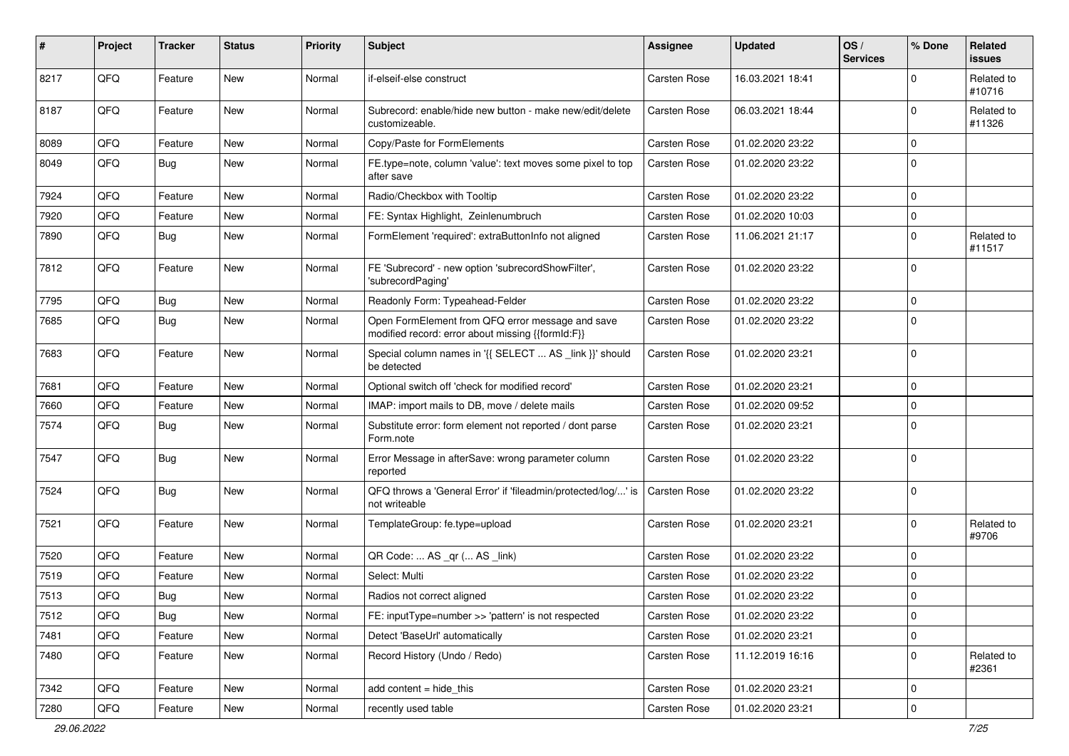| # | Project | Tracker | Status | Priority | Subject | Assignee | Updated | OS / Services | % Done | Related issues |
|---|---|---|---|---|---|---|---|---|---|---|
| 8217 | QFQ | Feature | New | Normal | if-elseif-else construct | Carsten Rose | 16.03.2021 18:41 | | 0 | Related to #10716 |
| 8187 | QFQ | Feature | New | Normal | Subrecord: enable/hide new button - make new/edit/delete customizeable. | Carsten Rose | 06.03.2021 18:44 | | 0 | Related to #11326 |
| 8089 | QFQ | Feature | New | Normal | Copy/Paste for FormElements | Carsten Rose | 01.02.2020 23:22 | | 0 | |
| 8049 | QFQ | Bug | New | Normal | FE.type=note, column 'value': text moves some pixel to top after save | Carsten Rose | 01.02.2020 23:22 | | 0 | |
| 7924 | QFQ | Feature | New | Normal | Radio/Checkbox with Tooltip | Carsten Rose | 01.02.2020 23:22 | | 0 | |
| 7920 | QFQ | Feature | New | Normal | FE: Syntax Highlight, Zeinlenumbruch | Carsten Rose | 01.02.2020 10:03 | | 0 | |
| 7890 | QFQ | Bug | New | Normal | FormElement 'required': extraButtonInfo not aligned | Carsten Rose | 11.06.2021 21:17 | | 0 | Related to #11517 |
| 7812 | QFQ | Feature | New | Normal | FE 'Subrecord' - new option 'subrecordShowFilter', 'subrecordPaging' | Carsten Rose | 01.02.2020 23:22 | | 0 | |
| 7795 | QFQ | Bug | New | Normal | Readonly Form: Typeahead-Felder | Carsten Rose | 01.02.2020 23:22 | | 0 | |
| 7685 | QFQ | Bug | New | Normal | Open FormElement from QFQ error message and save modified record: error about missing {{formId:F}} | Carsten Rose | 01.02.2020 23:22 | | 0 | |
| 7683 | QFQ | Feature | New | Normal | Special column names in '{{ SELECT ... AS _link }}' should be detected | Carsten Rose | 01.02.2020 23:21 | | 0 | |
| 7681 | QFQ | Feature | New | Normal | Optional switch off 'check for modified record' | Carsten Rose | 01.02.2020 23:21 | | 0 | |
| 7660 | QFQ | Feature | New | Normal | IMAP: import mails to DB, move / delete mails | Carsten Rose | 01.02.2020 09:52 | | 0 | |
| 7574 | QFQ | Bug | New | Normal | Substitute error: form element not reported / dont parse Form.note | Carsten Rose | 01.02.2020 23:21 | | 0 | |
| 7547 | QFQ | Bug | New | Normal | Error Message in afterSave: wrong parameter column reported | Carsten Rose | 01.02.2020 23:22 | | 0 | |
| 7524 | QFQ | Bug | New | Normal | QFQ throws a 'General Error' if 'fileadmin/protected/log/...' is not writeable | Carsten Rose | 01.02.2020 23:22 | | 0 | |
| 7521 | QFQ | Feature | New | Normal | TemplateGroup: fe.type=upload | Carsten Rose | 01.02.2020 23:21 | | 0 | Related to #9706 |
| 7520 | QFQ | Feature | New | Normal | QR Code: ... AS _qr (... AS _link) | Carsten Rose | 01.02.2020 23:22 | | 0 | |
| 7519 | QFQ | Feature | New | Normal | Select: Multi | Carsten Rose | 01.02.2020 23:22 | | 0 | |
| 7513 | QFQ | Bug | New | Normal | Radios not correct aligned | Carsten Rose | 01.02.2020 23:22 | | 0 | |
| 7512 | QFQ | Bug | New | Normal | FE: inputType=number >> 'pattern' is not respected | Carsten Rose | 01.02.2020 23:22 | | 0 | |
| 7481 | QFQ | Feature | New | Normal | Detect 'BaseUrl' automatically | Carsten Rose | 01.02.2020 23:21 | | 0 | |
| 7480 | QFQ | Feature | New | Normal | Record History (Undo / Redo) | Carsten Rose | 11.12.2019 16:16 | | 0 | Related to #2361 |
| 7342 | QFQ | Feature | New | Normal | add content = hide_this | Carsten Rose | 01.02.2020 23:21 | | 0 | |
| 7280 | QFQ | Feature | New | Normal | recently used table | Carsten Rose | 01.02.2020 23:21 | | 0 | |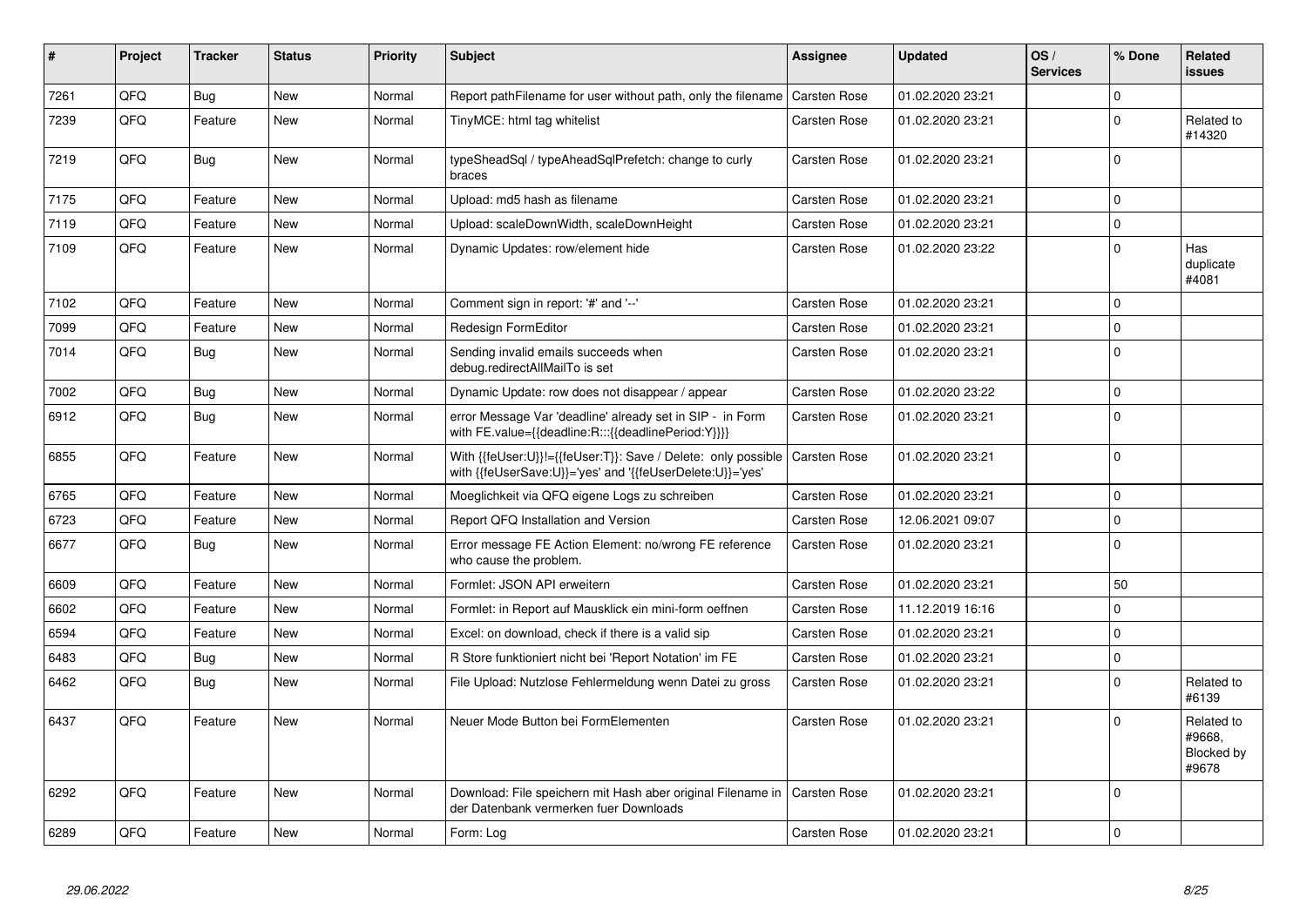| # | Project | Tracker | Status | Priority | Subject | Assignee | Updated | OS / Services | % Done | Related issues |
|---|---|---|---|---|---|---|---|---|---|---|
| 7261 | QFQ | Bug | New | Normal | Report pathFilename for user without path, only the filename | Carsten Rose | 01.02.2020 23:21 | | 0 | |
| 7239 | QFQ | Feature | New | Normal | TinyMCE: html tag whitelist | Carsten Rose | 01.02.2020 23:21 | | 0 | Related to #14320 |
| 7219 | QFQ | Bug | New | Normal | typeSheadSql / typeAheadSqlPrefetch: change to curly braces | Carsten Rose | 01.02.2020 23:21 | | 0 | |
| 7175 | QFQ | Feature | New | Normal | Upload: md5 hash as filename | Carsten Rose | 01.02.2020 23:21 | | 0 | |
| 7119 | QFQ | Feature | New | Normal | Upload: scaleDownWidth, scaleDownHeight | Carsten Rose | 01.02.2020 23:21 | | 0 | |
| 7109 | QFQ | Feature | New | Normal | Dynamic Updates: row/element hide | Carsten Rose | 01.02.2020 23:22 | | 0 | Has duplicate #4081 |
| 7102 | QFQ | Feature | New | Normal | Comment sign in report: '#' and '--' | Carsten Rose | 01.02.2020 23:21 | | 0 | |
| 7099 | QFQ | Feature | New | Normal | Redesign FormEditor | Carsten Rose | 01.02.2020 23:21 | | 0 | |
| 7014 | QFQ | Bug | New | Normal | Sending invalid emails succeeds when debug.redirectAllMailTo is set | Carsten Rose | 01.02.2020 23:21 | | 0 | |
| 7002 | QFQ | Bug | New | Normal | Dynamic Update: row does not disappear / appear | Carsten Rose | 01.02.2020 23:22 | | 0 | |
| 6912 | QFQ | Bug | New | Normal | error Message Var 'deadline' already set in SIP - in Form with FE.value={{deadline:R:::{{deadlinePeriod:Y}}}} | Carsten Rose | 01.02.2020 23:21 | | 0 | |
| 6855 | QFQ | Feature | New | Normal | With {{feUser:U}}!={{feUser:T}}: Save / Delete: only possible with {{feUserSave:U}}='yes' and '{{feUserDelete:U}}='yes' | Carsten Rose | 01.02.2020 23:21 | | 0 | |
| 6765 | QFQ | Feature | New | Normal | Moeglichkeit via QFQ eigene Logs zu schreiben | Carsten Rose | 01.02.2020 23:21 | | 0 | |
| 6723 | QFQ | Feature | New | Normal | Report QFQ Installation and Version | Carsten Rose | 12.06.2021 09:07 | | 0 | |
| 6677 | QFQ | Bug | New | Normal | Error message FE Action Element: no/wrong FE reference who cause the problem. | Carsten Rose | 01.02.2020 23:21 | | 0 | |
| 6609 | QFQ | Feature | New | Normal | Formlet: JSON API erweitern | Carsten Rose | 01.02.2020 23:21 | | 50 | |
| 6602 | QFQ | Feature | New | Normal | Formlet: in Report auf Mausklick ein mini-form oeffnen | Carsten Rose | 11.12.2019 16:16 | | 0 | |
| 6594 | QFQ | Feature | New | Normal | Excel: on download, check if there is a valid sip | Carsten Rose | 01.02.2020 23:21 | | 0 | |
| 6483 | QFQ | Bug | New | Normal | R Store funktioniert nicht bei 'Report Notation' im FE | Carsten Rose | 01.02.2020 23:21 | | 0 | |
| 6462 | QFQ | Bug | New | Normal | File Upload: Nutzlose Fehlermeldung wenn Datei zu gross | Carsten Rose | 01.02.2020 23:21 | | 0 | Related to #6139 |
| 6437 | QFQ | Feature | New | Normal | Neuer Mode Button bei FormElementen | Carsten Rose | 01.02.2020 23:21 | | 0 | Related to #9668, Blocked by #9678 |
| 6292 | QFQ | Feature | New | Normal | Download: File speichern mit Hash aber original Filename in der Datenbank vermerken fuer Downloads | Carsten Rose | 01.02.2020 23:21 | | 0 | |
| 6289 | QFQ | Feature | New | Normal | Form: Log | Carsten Rose | 01.02.2020 23:21 | | 0 | |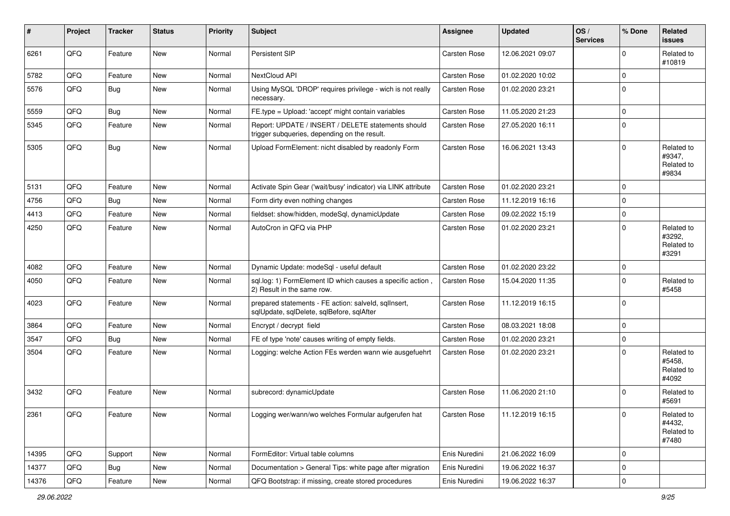| # | Project | Tracker | Status | Priority | Subject | Assignee | Updated | OS / Services | % Done | Related issues |
|---|---|---|---|---|---|---|---|---|---|---|
| 6261 | QFQ | Feature | New | Normal | Persistent SIP | Carsten Rose | 12.06.2021 09:07 | | 0 | Related to #10819 |
| 5782 | QFQ | Feature | New | Normal | NextCloud API | Carsten Rose | 01.02.2020 10:02 | | 0 | |
| 5576 | QFQ | Bug | New | Normal | Using MySQL 'DROP' requires privilege - wich is not really necessary. | Carsten Rose | 01.02.2020 23:21 | | 0 | |
| 5559 | QFQ | Bug | New | Normal | FE.type = Upload: 'accept' might contain variables | Carsten Rose | 11.05.2020 21:23 | | 0 | |
| 5345 | QFQ | Feature | New | Normal | Report: UPDATE / INSERT / DELETE statements should trigger subqueries, depending on the result. | Carsten Rose | 27.05.2020 16:11 | | 0 | |
| 5305 | QFQ | Bug | New | Normal | Upload FormElement: nicht disabled by readonly Form | Carsten Rose | 16.06.2021 13:43 | | 0 | Related to #9347, Related to #9834 |
| 5131 | QFQ | Feature | New | Normal | Activate Spin Gear ('wait/busy' indicator) via LINK attribute | Carsten Rose | 01.02.2020 23:21 | | 0 | |
| 4756 | QFQ | Bug | New | Normal | Form dirty even nothing changes | Carsten Rose | 11.12.2019 16:16 | | 0 | |
| 4413 | QFQ | Feature | New | Normal | fieldset: show/hidden, modeSql, dynamicUpdate | Carsten Rose | 09.02.2022 15:19 | | 0 | |
| 4250 | QFQ | Feature | New | Normal | AutoCron in QFQ via PHP | Carsten Rose | 01.02.2020 23:21 | | 0 | Related to #3292, Related to #3291 |
| 4082 | QFQ | Feature | New | Normal | Dynamic Update: modeSql - useful default | Carsten Rose | 01.02.2020 23:22 | | 0 | |
| 4050 | QFQ | Feature | New | Normal | sql.log: 1) FormElement ID which causes a specific action , 2) Result in the same row. | Carsten Rose | 15.04.2020 11:35 | | 0 | Related to #5458 |
| 4023 | QFQ | Feature | New | Normal | prepared statements - FE action: salveld, sqlInsert, sqlUpdate, sqlDelete, sqlBefore, sqlAfter | Carsten Rose | 11.12.2019 16:15 | | 0 | |
| 3864 | QFQ | Feature | New | Normal | Encrypt / decrypt field | Carsten Rose | 08.03.2021 18:08 | | 0 | |
| 3547 | QFQ | Bug | New | Normal | FE of type 'note' causes writing of empty fields. | Carsten Rose | 01.02.2020 23:21 | | 0 | |
| 3504 | QFQ | Feature | New | Normal | Logging: welche Action FEs werden wann wie ausgefuehrt | Carsten Rose | 01.02.2020 23:21 | | 0 | Related to #5458, Related to #4092 |
| 3432 | QFQ | Feature | New | Normal | subrecord: dynamicUpdate | Carsten Rose | 11.06.2020 21:10 | | 0 | Related to #5691 |
| 2361 | QFQ | Feature | New | Normal | Logging wer/wann/wo welches Formular aufgerufen hat | Carsten Rose | 11.12.2019 16:15 | | 0 | Related to #4432, Related to #7480 |
| 14395 | QFQ | Support | New | Normal | FormEditor: Virtual table columns | Enis Nuredini | 21.06.2022 16:09 | | 0 | |
| 14377 | QFQ | Bug | New | Normal | Documentation > General Tips: white page after migration | Enis Nuredini | 19.06.2022 16:37 | | 0 | |
| 14376 | QFQ | Feature | New | Normal | QFQ Bootstrap: if missing, create stored procedures | Enis Nuredini | 19.06.2022 16:37 | | 0 | |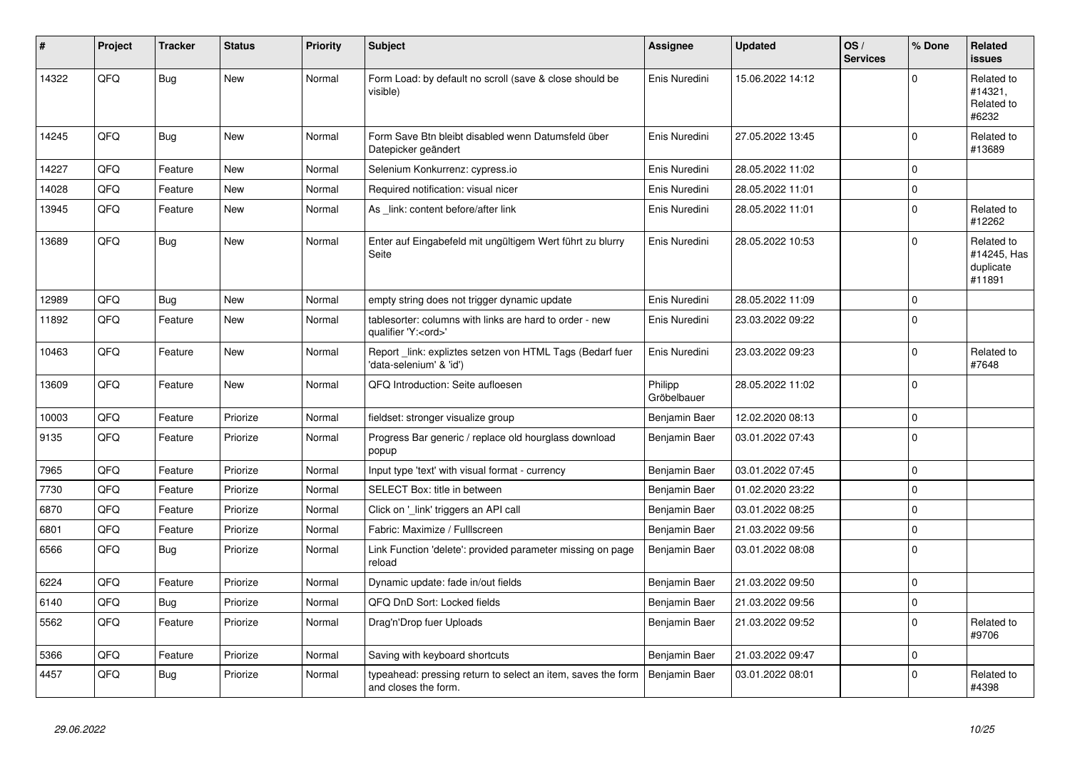| # | Project | Tracker | Status | Priority | Subject | Assignee | Updated | OS / Services | % Done | Related issues |
|---|---|---|---|---|---|---|---|---|---|---|
| 14322 | QFQ | Bug | New | Normal | Form Load: by default no scroll (save & close should be visible) | Enis Nuredini | 15.06.2022 14:12 | | 0 | Related to #14321, Related to #6232 |
| 14245 | QFQ | Bug | New | Normal | Form Save Btn bleibt disabled wenn Datumsfeld über Datepicker geändert | Enis Nuredini | 27.05.2022 13:45 | | 0 | Related to #13689 |
| 14227 | QFQ | Feature | New | Normal | Selenium Konkurrenz: cypress.io | Enis Nuredini | 28.05.2022 11:02 | | 0 | |
| 14028 | QFQ | Feature | New | Normal | Required notification: visual nicer | Enis Nuredini | 28.05.2022 11:01 | | 0 | |
| 13945 | QFQ | Feature | New | Normal | As _link: content before/after link | Enis Nuredini | 28.05.2022 11:01 | | 0 | Related to #12262 |
| 13689 | QFQ | Bug | New | Normal | Enter auf Eingabefeld mit ungültigem Wert führt zu blurry Seite | Enis Nuredini | 28.05.2022 10:53 | | 0 | Related to #14245, Has duplicate #11891 |
| 12989 | QFQ | Bug | New | Normal | empty string does not trigger dynamic update | Enis Nuredini | 28.05.2022 11:09 | | 0 | |
| 11892 | QFQ | Feature | New | Normal | tablesorter: columns with links are hard to order - new qualifier 'Y:<ord>' | Enis Nuredini | 23.03.2022 09:22 | | 0 | |
| 10463 | QFQ | Feature | New | Normal | Report _link: expliztes setzen von HTML Tags (Bedarf fuer 'data-selenium' & 'id') | Enis Nuredini | 23.03.2022 09:23 | | 0 | Related to #7648 |
| 13609 | QFQ | Feature | New | Normal | QFQ Introduction: Seite aufloesen | Philipp Gröbelbauer | 28.05.2022 11:02 | | 0 | |
| 10003 | QFQ | Feature | Priorize | Normal | fieldset: stronger visualize group | Benjamin Baer | 12.02.2020 08:13 | | 0 | |
| 9135 | QFQ | Feature | Priorize | Normal | Progress Bar generic / replace old hourglass download popup | Benjamin Baer | 03.01.2022 07:43 | | 0 | |
| 7965 | QFQ | Feature | Priorize | Normal | Input type 'text' with visual format - currency | Benjamin Baer | 03.01.2022 07:45 | | 0 | |
| 7730 | QFQ | Feature | Priorize | Normal | SELECT Box: title in between | Benjamin Baer | 01.02.2020 23:22 | | 0 | |
| 6870 | QFQ | Feature | Priorize | Normal | Click on '_link' triggers an API call | Benjamin Baer | 03.01.2022 08:25 | | 0 | |
| 6801 | QFQ | Feature | Priorize | Normal | Fabric: Maximize / Fulllscreen | Benjamin Baer | 21.03.2022 09:56 | | 0 | |
| 6566 | QFQ | Bug | Priorize | Normal | Link Function 'delete': provided parameter missing on page reload | Benjamin Baer | 03.01.2022 08:08 | | 0 | |
| 6224 | QFQ | Feature | Priorize | Normal | Dynamic update: fade in/out fields | Benjamin Baer | 21.03.2022 09:50 | | 0 | |
| 6140 | QFQ | Bug | Priorize | Normal | QFQ DnD Sort: Locked fields | Benjamin Baer | 21.03.2022 09:56 | | 0 | |
| 5562 | QFQ | Feature | Priorize | Normal | Drag'n'Drop fuer Uploads | Benjamin Baer | 21.03.2022 09:52 | | 0 | Related to #9706 |
| 5366 | QFQ | Feature | Priorize | Normal | Saving with keyboard shortcuts | Benjamin Baer | 21.03.2022 09:47 | | 0 | |
| 4457 | QFQ | Bug | Priorize | Normal | typeahead: pressing return to select an item, saves the form and closes the form. | Benjamin Baer | 03.01.2022 08:01 | | 0 | Related to #4398 |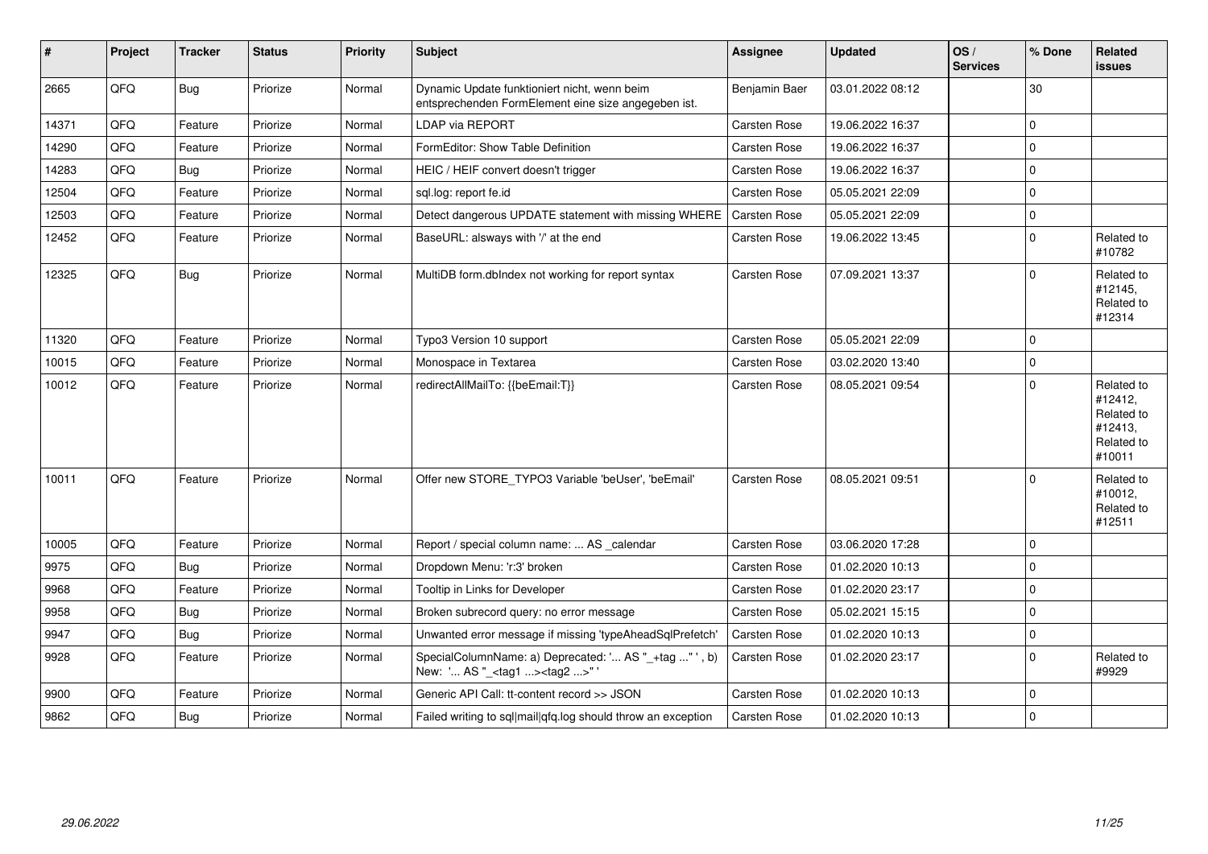| # | Project | Tracker | Status | Priority | Subject | Assignee | Updated | OS / Services | % Done | Related issues |
|---|---|---|---|---|---|---|---|---|---|---|
| 2665 | QFQ | Bug | Priorize | Normal | Dynamic Update funktioniert nicht, wenn beim entsprechenden FormElement eine size angegeben ist. | Benjamin Baer | 03.01.2022 08:12 | | 30 | |
| 14371 | QFQ | Feature | Priorize | Normal | LDAP via REPORT | Carsten Rose | 19.06.2022 16:37 | | 0 | |
| 14290 | QFQ | Feature | Priorize | Normal | FormEditor: Show Table Definition | Carsten Rose | 19.06.2022 16:37 | | 0 | |
| 14283 | QFQ | Bug | Priorize | Normal | HEIC / HEIF convert doesn't trigger | Carsten Rose | 19.06.2022 16:37 | | 0 | |
| 12504 | QFQ | Feature | Priorize | Normal | sql.log: report fe.id | Carsten Rose | 05.05.2021 22:09 | | 0 | |
| 12503 | QFQ | Feature | Priorize | Normal | Detect dangerous UPDATE statement with missing WHERE | Carsten Rose | 05.05.2021 22:09 | | 0 | |
| 12452 | QFQ | Feature | Priorize | Normal | BaseURL: alsways with '/' at the end | Carsten Rose | 19.06.2022 13:45 | | 0 | Related to #10782 |
| 12325 | QFQ | Bug | Priorize | Normal | MultiDB form.dbIndex not working for report syntax | Carsten Rose | 07.09.2021 13:37 | | 0 | Related to #12145, Related to #12314 |
| 11320 | QFQ | Feature | Priorize | Normal | Typo3 Version 10 support | Carsten Rose | 05.05.2021 22:09 | | 0 | |
| 10015 | QFQ | Feature | Priorize | Normal | Monospace in Textarea | Carsten Rose | 03.02.2020 13:40 | | 0 | |
| 10012 | QFQ | Feature | Priorize | Normal | redirectAllMailTo: {{beEmail:T}} | Carsten Rose | 08.05.2021 09:54 | | 0 | Related to #12412, Related to #12413, Related to #10011 |
| 10011 | QFQ | Feature | Priorize | Normal | Offer new STORE_TYPO3 Variable 'beUser', 'beEmail' | Carsten Rose | 08.05.2021 09:51 | | 0 | Related to #10012, Related to #12511 |
| 10005 | QFQ | Feature | Priorize | Normal | Report / special column name: ... AS _calendar | Carsten Rose | 03.06.2020 17:28 | | 0 | |
| 9975 | QFQ | Bug | Priorize | Normal | Dropdown Menu: 'r:3' broken | Carsten Rose | 01.02.2020 10:13 | | 0 | |
| 9968 | QFQ | Feature | Priorize | Normal | Tooltip in Links for Developer | Carsten Rose | 01.02.2020 23:17 | | 0 | |
| 9958 | QFQ | Bug | Priorize | Normal | Broken subrecord query: no error message | Carsten Rose | 05.02.2021 15:15 | | 0 | |
| 9947 | QFQ | Bug | Priorize | Normal | Unwanted error message if missing 'typeAheadSqlPrefetch' | Carsten Rose | 01.02.2020 10:13 | | 0 | |
| 9928 | QFQ | Feature | Priorize | Normal | SpecialColumnName: a) Deprecated: '... AS "_+tag ..." ', b) New: '... AS "_<tag1 ...><tag2 ...>" ' | Carsten Rose | 01.02.2020 23:17 | | 0 | Related to #9929 |
| 9900 | QFQ | Feature | Priorize | Normal | Generic API Call: tt-content record >> JSON | Carsten Rose | 01.02.2020 10:13 | | 0 | |
| 9862 | QFQ | Bug | Priorize | Normal | Failed writing to sql\|mail\|qfq.log should throw an exception | Carsten Rose | 01.02.2020 10:13 | | 0 | |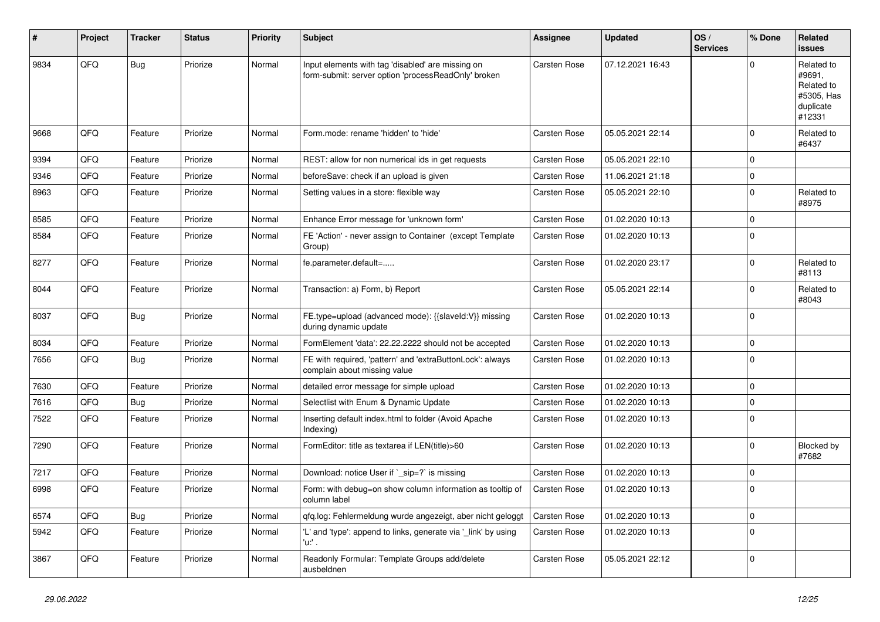| # | Project | Tracker | Status | Priority | Subject | Assignee | Updated | OS / Services | % Done | Related issues |
|---|---|---|---|---|---|---|---|---|---|---|
| 9834 | QFQ | Bug | Priorize | Normal | Input elements with tag 'disabled' are missing on form-submit: server option 'processReadOnly' broken | Carsten Rose | 07.12.2021 16:43 | | 0 | Related to #9691, Related to #5305, Has duplicate #12331 |
| 9668 | QFQ | Feature | Priorize | Normal | Form.mode: rename 'hidden' to 'hide' | Carsten Rose | 05.05.2021 22:14 | | 0 | Related to #6437 |
| 9394 | QFQ | Feature | Priorize | Normal | REST: allow for non numerical ids in get requests | Carsten Rose | 05.05.2021 22:10 | | 0 | |
| 9346 | QFQ | Feature | Priorize | Normal | beforeSave: check if an upload is given | Carsten Rose | 11.06.2021 21:18 | | 0 | |
| 8963 | QFQ | Feature | Priorize | Normal | Setting values in a store: flexible way | Carsten Rose | 05.05.2021 22:10 | | 0 | Related to #8975 |
| 8585 | QFQ | Feature | Priorize | Normal | Enhance Error message for 'unknown form' | Carsten Rose | 01.02.2020 10:13 | | 0 | |
| 8584 | QFQ | Feature | Priorize | Normal | FE 'Action' - never assign to Container (except Template Group) | Carsten Rose | 01.02.2020 10:13 | | 0 | |
| 8277 | QFQ | Feature | Priorize | Normal | fe.parameter.default=..... | Carsten Rose | 01.02.2020 23:17 | | 0 | Related to #8113 |
| 8044 | QFQ | Feature | Priorize | Normal | Transaction: a) Form, b) Report | Carsten Rose | 05.05.2021 22:14 | | 0 | Related to #8043 |
| 8037 | QFQ | Bug | Priorize | Normal | FE.type=upload (advanced mode): {{slaveId:V}} missing during dynamic update | Carsten Rose | 01.02.2020 10:13 | | 0 | |
| 8034 | QFQ | Feature | Priorize | Normal | FormElement 'data': 22.22.2222 should not be accepted | Carsten Rose | 01.02.2020 10:13 | | 0 | |
| 7656 | QFQ | Bug | Priorize | Normal | FE with required, 'pattern' and 'extraButtonLock': always complain about missing value | Carsten Rose | 01.02.2020 10:13 | | 0 | |
| 7630 | QFQ | Feature | Priorize | Normal | detailed error message for simple upload | Carsten Rose | 01.02.2020 10:13 | | 0 | |
| 7616 | QFQ | Bug | Priorize | Normal | Selectlist with Enum & Dynamic Update | Carsten Rose | 01.02.2020 10:13 | | 0 | |
| 7522 | QFQ | Feature | Priorize | Normal | Inserting default index.html to folder (Avoid Apache Indexing) | Carsten Rose | 01.02.2020 10:13 | | 0 | |
| 7290 | QFQ | Feature | Priorize | Normal | FormEditor: title as textarea if LEN(title)>60 | Carsten Rose | 01.02.2020 10:13 | | 0 | Blocked by #7682 |
| 7217 | QFQ | Feature | Priorize | Normal | Download: notice User if `_sip=?` is missing | Carsten Rose | 01.02.2020 10:13 | | 0 | |
| 6998 | QFQ | Feature | Priorize | Normal | Form: with debug=on show column information as tooltip of column label | Carsten Rose | 01.02.2020 10:13 | | 0 | |
| 6574 | QFQ | Bug | Priorize | Normal | qfq.log: Fehlermeldung wurde angezeigt, aber nicht geloggt | Carsten Rose | 01.02.2020 10:13 | | 0 | |
| 5942 | QFQ | Feature | Priorize | Normal | 'L' and 'type': append to links, generate via '_link' by using 'u:' . | Carsten Rose | 01.02.2020 10:13 | | 0 | |
| 3867 | QFQ | Feature | Priorize | Normal | Readonly Formular: Template Groups add/delete ausbeldnen | Carsten Rose | 05.05.2021 22:12 | | 0 | |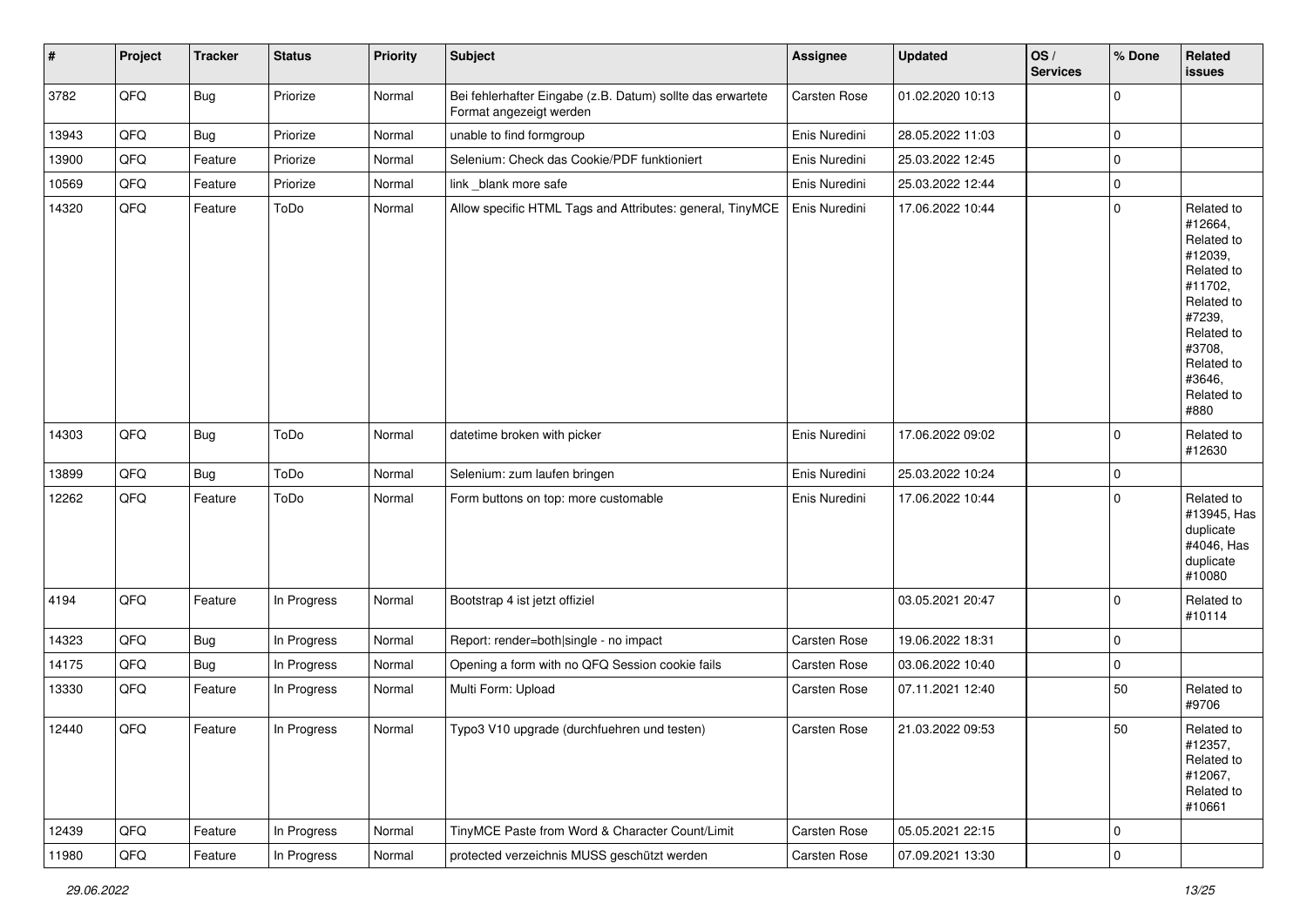| # | Project | Tracker | Status | Priority | Subject | Assignee | Updated | OS / Services | % Done | Related issues |
|---|---|---|---|---|---|---|---|---|---|---|
| 3782 | QFQ | Bug | Priorize | Normal | Bei fehlerhafter Eingabe (z.B. Datum) sollte das erwartete Format angezeigt werden | Carsten Rose | 01.02.2020 10:13 | | 0 | |
| 13943 | QFQ | Bug | Priorize | Normal | unable to find formgroup | Enis Nuredini | 28.05.2022 11:03 | | 0 | |
| 13900 | QFQ | Feature | Priorize | Normal | Selenium: Check das Cookie/PDF funktioniert | Enis Nuredini | 25.03.2022 12:45 | | 0 | |
| 10569 | QFQ | Feature | Priorize | Normal | link _blank more safe | Enis Nuredini | 25.03.2022 12:44 | | 0 | |
| 14320 | QFQ | Feature | ToDo | Normal | Allow specific HTML Tags and Attributes: general, TinyMCE | Enis Nuredini | 17.06.2022 10:44 | | 0 | Related to #12664, Related to #12039, Related to #11702, Related to #7239, Related to #3708, Related to #3646, Related to #880 |
| 14303 | QFQ | Bug | ToDo | Normal | datetime broken with picker | Enis Nuredini | 17.06.2022 09:02 | | 0 | Related to #12630 |
| 13899 | QFQ | Bug | ToDo | Normal | Selenium: zum laufen bringen | Enis Nuredini | 25.03.2022 10:24 | | 0 | |
| 12262 | QFQ | Feature | ToDo | Normal | Form buttons on top: more customable | Enis Nuredini | 17.06.2022 10:44 | | 0 | Related to #13945, Has duplicate #4046, Has duplicate #10080 |
| 4194 | QFQ | Feature | In Progress | Normal | Bootstrap 4 ist jetzt offiziel | | 03.05.2021 20:47 | | 0 | Related to #10114 |
| 14323 | QFQ | Bug | In Progress | Normal | Report: render=both\|single - no impact | Carsten Rose | 19.06.2022 18:31 | | 0 | |
| 14175 | QFQ | Bug | In Progress | Normal | Opening a form with no QFQ Session cookie fails | Carsten Rose | 03.06.2022 10:40 | | 0 | |
| 13330 | QFQ | Feature | In Progress | Normal | Multi Form: Upload | Carsten Rose | 07.11.2021 12:40 | | 50 | Related to #9706 |
| 12440 | QFQ | Feature | In Progress | Normal | Typo3 V10 upgrade (durchfuehren und testen) | Carsten Rose | 21.03.2022 09:53 | | 50 | Related to #12357, Related to #12067, Related to #10661 |
| 12439 | QFQ | Feature | In Progress | Normal | TinyMCE Paste from Word & Character Count/Limit | Carsten Rose | 05.05.2021 22:15 | | 0 | |
| 11980 | QFQ | Feature | In Progress | Normal | protected verzeichnis MUSS geschützt werden | Carsten Rose | 07.09.2021 13:30 | | 0 | |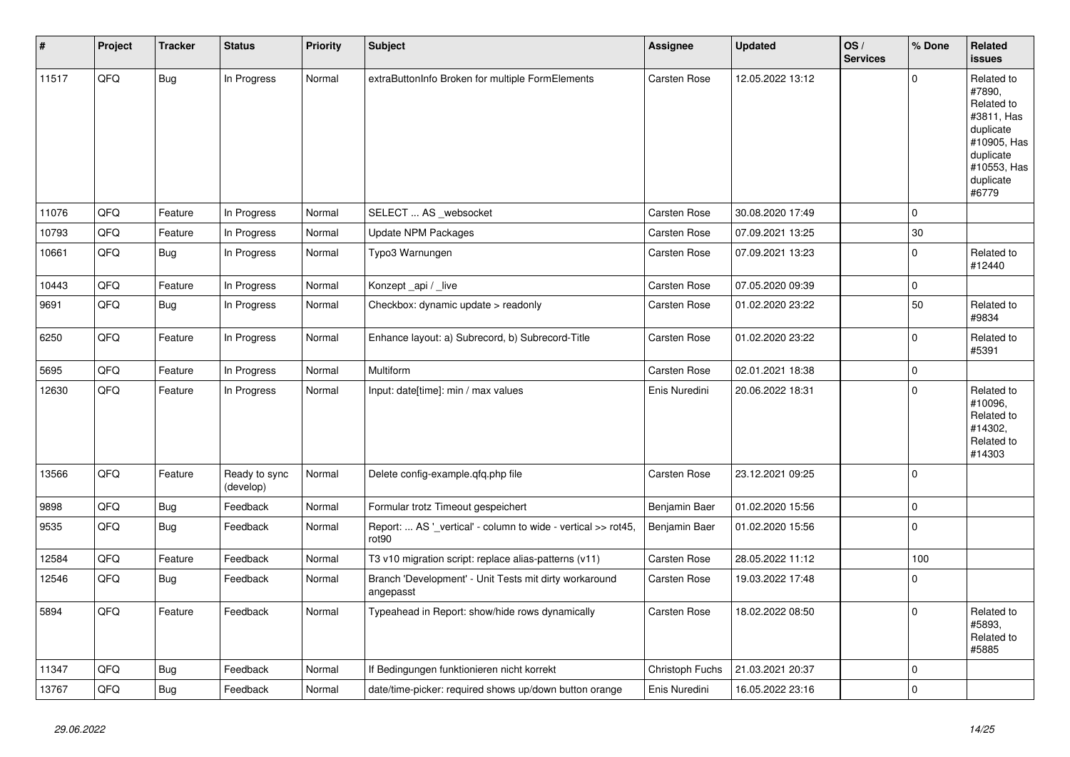| # | Project | Tracker | Status | Priority | Subject | Assignee | Updated | OS / Services | % Done | Related issues |
|---|---|---|---|---|---|---|---|---|---|---|
| 11517 | QFQ | Bug | In Progress | Normal | extraButtonInfo Broken for multiple FormElements | Carsten Rose | 12.05.2022 13:12 | | 0 | Related to #7890, Related to #3811, Has duplicate #10905, Has duplicate #10553, Has duplicate #6779 |
| 11076 | QFQ | Feature | In Progress | Normal | SELECT ... AS _websocket | Carsten Rose | 30.08.2020 17:49 | | 0 | |
| 10793 | QFQ | Feature | In Progress | Normal | Update NPM Packages | Carsten Rose | 07.09.2021 13:25 | | 30 | |
| 10661 | QFQ | Bug | In Progress | Normal | Typo3 Warnungen | Carsten Rose | 07.09.2021 13:23 | | 0 | Related to #12440 |
| 10443 | QFQ | Feature | In Progress | Normal | Konzept _api / _live | Carsten Rose | 07.05.2020 09:39 | | 0 | |
| 9691 | QFQ | Bug | In Progress | Normal | Checkbox: dynamic update > readonly | Carsten Rose | 01.02.2020 23:22 | | 50 | Related to #9834 |
| 6250 | QFQ | Feature | In Progress | Normal | Enhance layout: a) Subrecord, b) Subrecord-Title | Carsten Rose | 01.02.2020 23:22 | | 0 | Related to #5391 |
| 5695 | QFQ | Feature | In Progress | Normal | Multiform | Carsten Rose | 02.01.2021 18:38 | | 0 | |
| 12630 | QFQ | Feature | In Progress | Normal | Input: date[time]: min / max values | Enis Nuredini | 20.06.2022 18:31 | | 0 | Related to #10096, Related to #14302, Related to #14303 |
| 13566 | QFQ | Feature | Ready to sync (develop) | Normal | Delete config-example.qfq.php file | Carsten Rose | 23.12.2021 09:25 | | 0 | |
| 9898 | QFQ | Bug | Feedback | Normal | Formular trotz Timeout gespeichert | Benjamin Baer | 01.02.2020 15:56 | | 0 | |
| 9535 | QFQ | Bug | Feedback | Normal | Report: ... AS '_vertical' - column to wide - vertical >> rot45, rot90 | Benjamin Baer | 01.02.2020 15:56 | | 0 | |
| 12584 | QFQ | Feature | Feedback | Normal | T3 v10 migration script: replace alias-patterns (v11) | Carsten Rose | 28.05.2022 11:12 | | 100 | |
| 12546 | QFQ | Bug | Feedback | Normal | Branch 'Development' - Unit Tests mit dirty workaround angepasst | Carsten Rose | 19.03.2022 17:48 | | 0 | |
| 5894 | QFQ | Feature | Feedback | Normal | Typeahead in Report: show/hide rows dynamically | Carsten Rose | 18.02.2022 08:50 | | 0 | Related to #5893, Related to #5885 |
| 11347 | QFQ | Bug | Feedback | Normal | If Bedingungen funktionieren nicht korrekt | Christoph Fuchs | 21.03.2021 20:37 | | 0 | |
| 13767 | QFQ | Bug | Feedback | Normal | date/time-picker: required shows up/down button orange | Enis Nuredini | 16.05.2022 23:16 | | 0 | |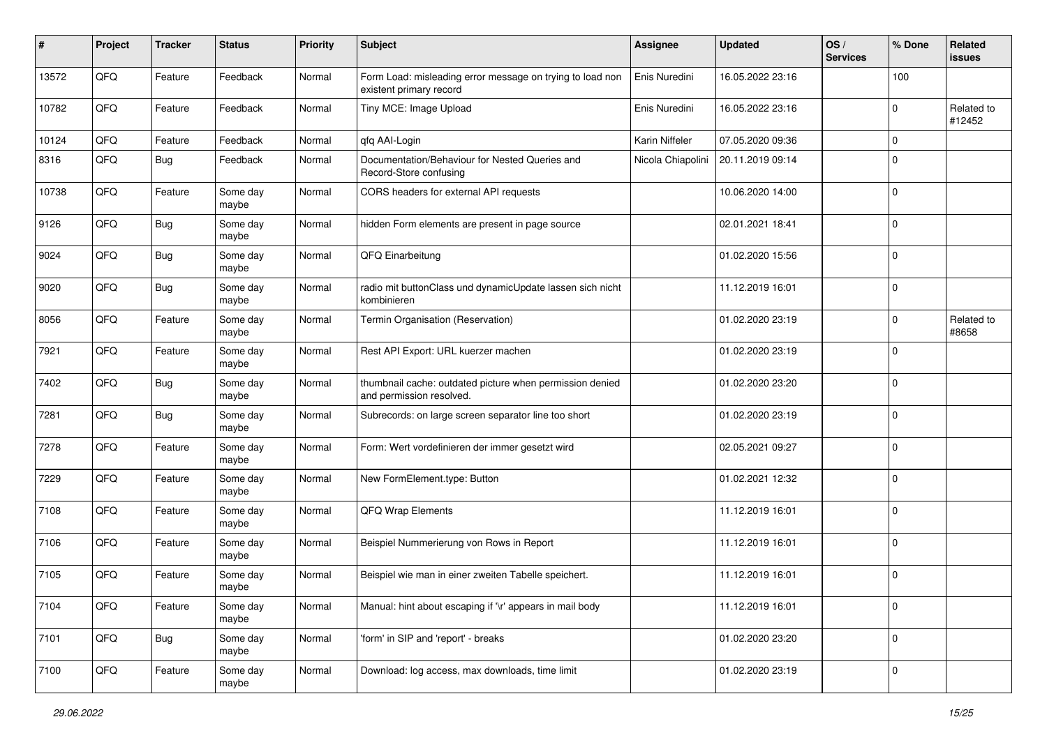| # | Project | Tracker | Status | Priority | Subject | Assignee | Updated | OS / Services | % Done | Related issues |
|---|---|---|---|---|---|---|---|---|---|---|
| 13572 | QFQ | Feature | Feedback | Normal | Form Load: misleading error message on trying to load non existent primary record | Enis Nuredini | 16.05.2022 23:16 | | 100 | |
| 10782 | QFQ | Feature | Feedback | Normal | Tiny MCE: Image Upload | Enis Nuredini | 16.05.2022 23:16 | | 0 | Related to #12452 |
| 10124 | QFQ | Feature | Feedback | Normal | qfq AAI-Login | Karin Niffeler | 07.05.2020 09:36 | | 0 | |
| 8316 | QFQ | Bug | Feedback | Normal | Documentation/Behaviour for Nested Queries and Record-Store confusing | Nicola Chiapolini | 20.11.2019 09:14 | | 0 | |
| 10738 | QFQ | Feature | Some day maybe | Normal | CORS headers for external API requests | | 10.06.2020 14:00 | | 0 | |
| 9126 | QFQ | Bug | Some day maybe | Normal | hidden Form elements are present in page source | | 02.01.2021 18:41 | | 0 | |
| 9024 | QFQ | Bug | Some day maybe | Normal | QFQ Einarbeitung | | 01.02.2020 15:56 | | 0 | |
| 9020 | QFQ | Bug | Some day maybe | Normal | radio mit buttonClass und dynamicUpdate lassen sich nicht kombinieren | | 11.12.2019 16:01 | | 0 | |
| 8056 | QFQ | Feature | Some day maybe | Normal | Termin Organisation (Reservation) | | 01.02.2020 23:19 | | 0 | Related to #8658 |
| 7921 | QFQ | Feature | Some day maybe | Normal | Rest API Export: URL kuerzer machen | | 01.02.2020 23:19 | | 0 | |
| 7402 | QFQ | Bug | Some day maybe | Normal | thumbnail cache: outdated picture when permission denied and permission resolved. | | 01.02.2020 23:20 | | 0 | |
| 7281 | QFQ | Bug | Some day maybe | Normal | Subrecords: on large screen separator line too short | | 01.02.2020 23:19 | | 0 | |
| 7278 | QFQ | Feature | Some day maybe | Normal | Form: Wert vordefinieren der immer gesetzt wird | | 02.05.2021 09:27 | | 0 | |
| 7229 | QFQ | Feature | Some day maybe | Normal | New FormElement.type: Button | | 01.02.2021 12:32 | | 0 | |
| 7108 | QFQ | Feature | Some day maybe | Normal | QFQ Wrap Elements | | 11.12.2019 16:01 | | 0 | |
| 7106 | QFQ | Feature | Some day maybe | Normal | Beispiel Nummerierung von Rows in Report | | 11.12.2019 16:01 | | 0 | |
| 7105 | QFQ | Feature | Some day maybe | Normal | Beispiel wie man in einer zweiten Tabelle speichert. | | 11.12.2019 16:01 | | 0 | |
| 7104 | QFQ | Feature | Some day maybe | Normal | Manual: hint about escaping if '\r' appears in mail body | | 11.12.2019 16:01 | | 0 | |
| 7101 | QFQ | Bug | Some day maybe | Normal | 'form' in SIP and 'report' - breaks | | 01.02.2020 23:20 | | 0 | |
| 7100 | QFQ | Feature | Some day maybe | Normal | Download: log access, max downloads, time limit | | 01.02.2020 23:19 | | 0 | |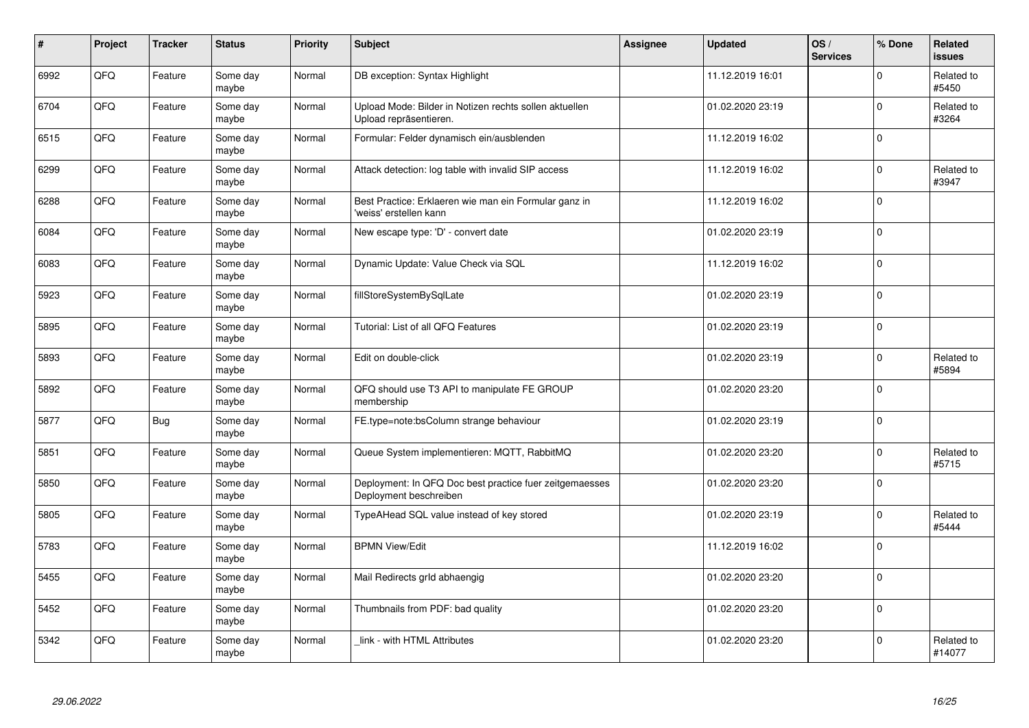| # | Project | Tracker | Status | Priority | Subject | Assignee | Updated | OS / Services | % Done | Related issues |
|---|---|---|---|---|---|---|---|---|---|---|
| 6992 | QFQ | Feature | Some day maybe | Normal | DB exception: Syntax Highlight | | 11.12.2019 16:01 | | 0 | Related to #5450 |
| 6704 | QFQ | Feature | Some day maybe | Normal | Upload Mode: Bilder in Notizen rechts sollen aktuellen Upload repräsentieren. | | 01.02.2020 23:19 | | 0 | Related to #3264 |
| 6515 | QFQ | Feature | Some day maybe | Normal | Formular: Felder dynamisch ein/ausblenden | | 11.12.2019 16:02 | | 0 | |
| 6299 | QFQ | Feature | Some day maybe | Normal | Attack detection: log table with invalid SIP access | | 11.12.2019 16:02 | | 0 | Related to #3947 |
| 6288 | QFQ | Feature | Some day maybe | Normal | Best Practice: Erklaeren wie man ein Formular ganz in 'weiss' erstellen kann | | 11.12.2019 16:02 | | 0 | |
| 6084 | QFQ | Feature | Some day maybe | Normal | New escape type: 'D' - convert date | | 01.02.2020 23:19 | | 0 | |
| 6083 | QFQ | Feature | Some day maybe | Normal | Dynamic Update: Value Check via SQL | | 11.12.2019 16:02 | | 0 | |
| 5923 | QFQ | Feature | Some day maybe | Normal | fillStoreSystemBySqlLate | | 01.02.2020 23:19 | | 0 | |
| 5895 | QFQ | Feature | Some day maybe | Normal | Tutorial: List of all QFQ Features | | 01.02.2020 23:19 | | 0 | |
| 5893 | QFQ | Feature | Some day maybe | Normal | Edit on double-click | | 01.02.2020 23:19 | | 0 | Related to #5894 |
| 5892 | QFQ | Feature | Some day maybe | Normal | QFQ should use T3 API to manipulate FE GROUP membership | | 01.02.2020 23:20 | | 0 | |
| 5877 | QFQ | Bug | Some day maybe | Normal | FE.type=note:bsColumn strange behaviour | | 01.02.2020 23:19 | | 0 | |
| 5851 | QFQ | Feature | Some day maybe | Normal | Queue System implementieren: MQTT, RabbitMQ | | 01.02.2020 23:20 | | 0 | Related to #5715 |
| 5850 | QFQ | Feature | Some day maybe | Normal | Deployment: In QFQ Doc best practice fuer zeitgemaesses Deployment beschreiben | | 01.02.2020 23:20 | | 0 | |
| 5805 | QFQ | Feature | Some day maybe | Normal | TypeAHead SQL value instead of key stored | | 01.02.2020 23:19 | | 0 | Related to #5444 |
| 5783 | QFQ | Feature | Some day maybe | Normal | BPMN View/Edit | | 11.12.2019 16:02 | | 0 | |
| 5455 | QFQ | Feature | Some day maybe | Normal | Mail Redirects grId abhaengig | | 01.02.2020 23:20 | | 0 | |
| 5452 | QFQ | Feature | Some day maybe | Normal | Thumbnails from PDF: bad quality | | 01.02.2020 23:20 | | 0 | |
| 5342 | QFQ | Feature | Some day maybe | Normal | _link - with HTML Attributes | | 01.02.2020 23:20 | | 0 | Related to #14077 |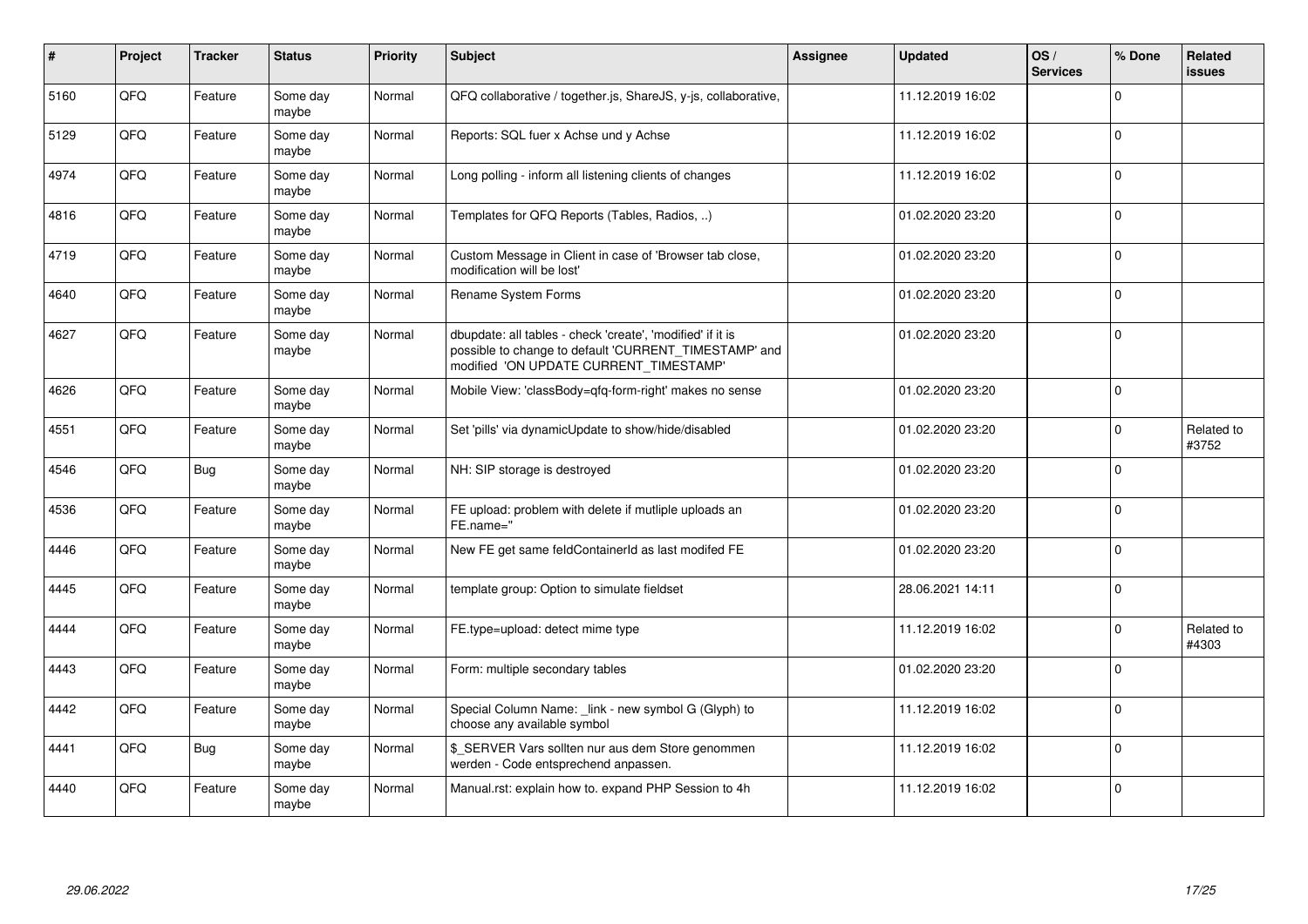| # | Project | Tracker | Status | Priority | Subject | Assignee | Updated | OS / Services | % Done | Related issues |
|---|---|---|---|---|---|---|---|---|---|---|
| 5160 | QFQ | Feature | Some day maybe | Normal | QFQ collaborative / together.js, ShareJS, y-js, collaborative, | | 11.12.2019 16:02 | | 0 | |
| 5129 | QFQ | Feature | Some day maybe | Normal | Reports: SQL fuer x Achse und y Achse | | 11.12.2019 16:02 | | 0 | |
| 4974 | QFQ | Feature | Some day maybe | Normal | Long polling - inform all listening clients of changes | | 11.12.2019 16:02 | | 0 | |
| 4816 | QFQ | Feature | Some day maybe | Normal | Templates for QFQ Reports (Tables, Radios, ..) | | 01.02.2020 23:20 | | 0 | |
| 4719 | QFQ | Feature | Some day maybe | Normal | Custom Message in Client in case of 'Browser tab close, modification will be lost' | | 01.02.2020 23:20 | | 0 | |
| 4640 | QFQ | Feature | Some day maybe | Normal | Rename System Forms | | 01.02.2020 23:20 | | 0 | |
| 4627 | QFQ | Feature | Some day maybe | Normal | dbupdate: all tables - check 'create', 'modified' if it is possible to change to default 'CURRENT_TIMESTAMP' and modified 'ON UPDATE CURRENT_TIMESTAMP' | | 01.02.2020 23:20 | | 0 | |
| 4626 | QFQ | Feature | Some day maybe | Normal | Mobile View: 'classBody=qfq-form-right' makes no sense | | 01.02.2020 23:20 | | 0 | |
| 4551 | QFQ | Feature | Some day maybe | Normal | Set 'pills' via dynamicUpdate to show/hide/disabled | | 01.02.2020 23:20 | | 0 | Related to #3752 |
| 4546 | QFQ | Bug | Some day maybe | Normal | NH: SIP storage is destroyed | | 01.02.2020 23:20 | | 0 | |
| 4536 | QFQ | Feature | Some day maybe | Normal | FE upload: problem with delete if mutliple uploads an FE.name=" | | 01.02.2020 23:20 | | 0 | |
| 4446 | QFQ | Feature | Some day maybe | Normal | New FE get same feldContainerId as last modifed FE | | 01.02.2020 23:20 | | 0 | |
| 4445 | QFQ | Feature | Some day maybe | Normal | template group: Option to simulate fieldset | | 28.06.2021 14:11 | | 0 | |
| 4444 | QFQ | Feature | Some day maybe | Normal | FE.type=upload: detect mime type | | 11.12.2019 16:02 | | 0 | Related to #4303 |
| 4443 | QFQ | Feature | Some day maybe | Normal | Form: multiple secondary tables | | 01.02.2020 23:20 | | 0 | |
| 4442 | QFQ | Feature | Some day maybe | Normal | Special Column Name: _link - new symbol G (Glyph) to choose any available symbol | | 11.12.2019 16:02 | | 0 | |
| 4441 | QFQ | Bug | Some day maybe | Normal | $_SERVER Vars sollten nur aus dem Store genommen werden - Code entsprechend anpassen. | | 11.12.2019 16:02 | | 0 | |
| 4440 | QFQ | Feature | Some day maybe | Normal | Manual.rst: explain how to. expand PHP Session to 4h | | 11.12.2019 16:02 | | 0 | |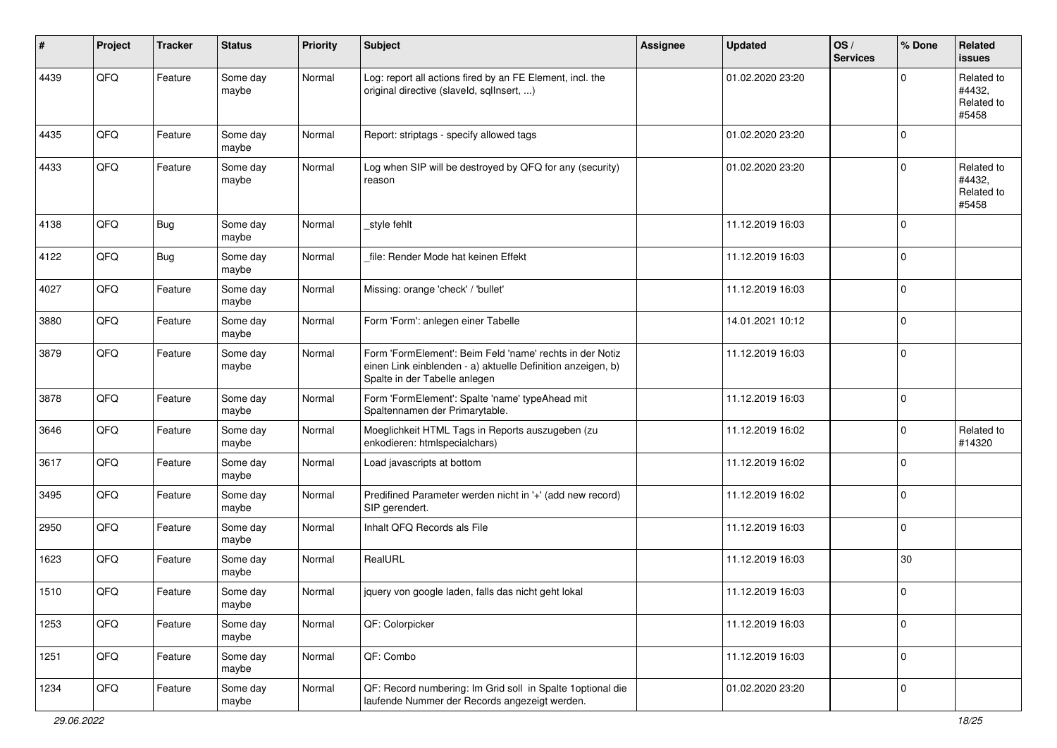| # | Project | Tracker | Status | Priority | Subject | Assignee | Updated | OS / Services | % Done | Related issues |
|---|---|---|---|---|---|---|---|---|---|---|
| 4439 | QFQ | Feature | Some day maybe | Normal | Log: report all actions fired by an FE Element, incl. the original directive (slaveId, sqlInsert, ...) | | 01.02.2020 23:20 | | 0 | Related to #4432, Related to #5458 |
| 4435 | QFQ | Feature | Some day maybe | Normal | Report: striptags - specify allowed tags | | 01.02.2020 23:20 | | 0 | |
| 4433 | QFQ | Feature | Some day maybe | Normal | Log when SIP will be destroyed by QFQ for any (security) reason | | 01.02.2020 23:20 | | 0 | Related to #4432, Related to #5458 |
| 4138 | QFQ | Bug | Some day maybe | Normal | _style fehlt | | 11.12.2019 16:03 | | 0 | |
| 4122 | QFQ | Bug | Some day maybe | Normal | _file: Render Mode hat keinen Effekt | | 11.12.2019 16:03 | | 0 | |
| 4027 | QFQ | Feature | Some day maybe | Normal | Missing: orange 'check' / 'bullet' | | 11.12.2019 16:03 | | 0 | |
| 3880 | QFQ | Feature | Some day maybe | Normal | Form 'Form': anlegen einer Tabelle | | 14.01.2021 10:12 | | 0 | |
| 3879 | QFQ | Feature | Some day maybe | Normal | Form 'FormElement': Beim Feld 'name' rechts in der Notiz einen Link einblenden - a) aktuelle Definition anzeigen, b) Spalte in der Tabelle anlegen | | 11.12.2019 16:03 | | 0 | |
| 3878 | QFQ | Feature | Some day maybe | Normal | Form 'FormElement': Spalte 'name' typeAhead mit Spaltennamen der Primarytable. | | 11.12.2019 16:03 | | 0 | |
| 3646 | QFQ | Feature | Some day maybe | Normal | Moeglichkeit HTML Tags in Reports auszugeben (zu enkodieren: htmlspecialchars) | | 11.12.2019 16:02 | | 0 | Related to #14320 |
| 3617 | QFQ | Feature | Some day maybe | Normal | Load javascripts at bottom | | 11.12.2019 16:02 | | 0 | |
| 3495 | QFQ | Feature | Some day maybe | Normal | Predifined Parameter werden nicht in '+' (add new record) SIP gerendert. | | 11.12.2019 16:02 | | 0 | |
| 2950 | QFQ | Feature | Some day maybe | Normal | Inhalt QFQ Records als File | | 11.12.2019 16:03 | | 0 | |
| 1623 | QFQ | Feature | Some day maybe | Normal | RealURL | | 11.12.2019 16:03 | | 30 | |
| 1510 | QFQ | Feature | Some day maybe | Normal | jquery von google laden, falls das nicht geht lokal | | 11.12.2019 16:03 | | 0 | |
| 1253 | QFQ | Feature | Some day maybe | Normal | QF: Colorpicker | | 11.12.2019 16:03 | | 0 | |
| 1251 | QFQ | Feature | Some day maybe | Normal | QF: Combo | | 11.12.2019 16:03 | | 0 | |
| 1234 | QFQ | Feature | Some day maybe | Normal | QF: Record numbering: Im Grid soll in Spalte 1optional die laufende Nummer der Records angezeigt werden. | | 01.02.2020 23:20 | | 0 | |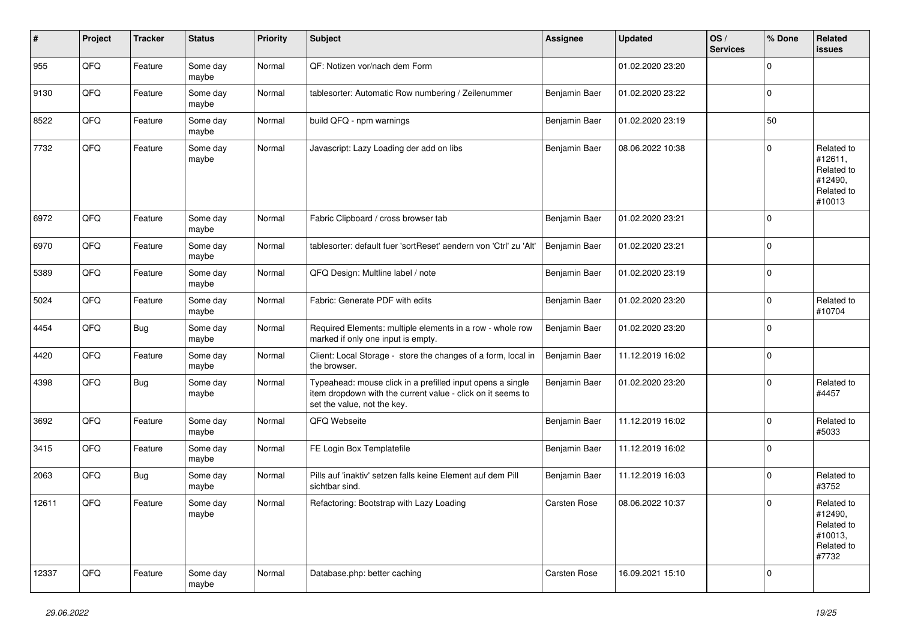| # | Project | Tracker | Status | Priority | Subject | Assignee | Updated | OS / Services | % Done | Related issues |
|---|---|---|---|---|---|---|---|---|---|---|
| 955 | QFQ | Feature | Some day maybe | Normal | QF: Notizen vor/nach dem Form | | 01.02.2020 23:20 | | 0 | |
| 9130 | QFQ | Feature | Some day maybe | Normal | tablesorter: Automatic Row numbering / Zeilenummer | Benjamin Baer | 01.02.2020 23:22 | | 0 | |
| 8522 | QFQ | Feature | Some day maybe | Normal | build QFQ - npm warnings | Benjamin Baer | 01.02.2020 23:19 | | 50 | |
| 7732 | QFQ | Feature | Some day maybe | Normal | Javascript: Lazy Loading der add on libs | Benjamin Baer | 08.06.2022 10:38 | | 0 | Related to #12611, Related to #12490, Related to #10013 |
| 6972 | QFQ | Feature | Some day maybe | Normal | Fabric Clipboard / cross browser tab | Benjamin Baer | 01.02.2020 23:21 | | 0 | |
| 6970 | QFQ | Feature | Some day maybe | Normal | tablesorter: default fuer 'sortReset' aendern von 'Ctrl' zu 'Alt' | Benjamin Baer | 01.02.2020 23:21 | | 0 | |
| 5389 | QFQ | Feature | Some day maybe | Normal | QFQ Design: Multline label / note | Benjamin Baer | 01.02.2020 23:19 | | 0 | |
| 5024 | QFQ | Feature | Some day maybe | Normal | Fabric: Generate PDF with edits | Benjamin Baer | 01.02.2020 23:20 | | 0 | Related to #10704 |
| 4454 | QFQ | Bug | Some day maybe | Normal | Required Elements: multiple elements in a row - whole row marked if only one input is empty. | Benjamin Baer | 01.02.2020 23:20 | | 0 | |
| 4420 | QFQ | Feature | Some day maybe | Normal | Client: Local Storage - store the changes of a form, local in the browser. | Benjamin Baer | 11.12.2019 16:02 | | 0 | |
| 4398 | QFQ | Bug | Some day maybe | Normal | Typeahead: mouse click in a prefilled input opens a single item dropdown with the current value - click on it seems to set the value, not the key. | Benjamin Baer | 01.02.2020 23:20 | | 0 | Related to #4457 |
| 3692 | QFQ | Feature | Some day maybe | Normal | QFQ Webseite | Benjamin Baer | 11.12.2019 16:02 | | 0 | Related to #5033 |
| 3415 | QFQ | Feature | Some day maybe | Normal | FE Login Box Templatefile | Benjamin Baer | 11.12.2019 16:02 | | 0 | |
| 2063 | QFQ | Bug | Some day maybe | Normal | Pills auf 'inaktiv' setzen falls keine Element auf dem Pill sichtbar sind. | Benjamin Baer | 11.12.2019 16:03 | | 0 | Related to #3752 |
| 12611 | QFQ | Feature | Some day maybe | Normal | Refactoring: Bootstrap with Lazy Loading | Carsten Rose | 08.06.2022 10:37 | | 0 | Related to #12490, Related to #10013, Related to #7732 |
| 12337 | QFQ | Feature | Some day maybe | Normal | Database.php: better caching | Carsten Rose | 16.09.2021 15:10 | | 0 | |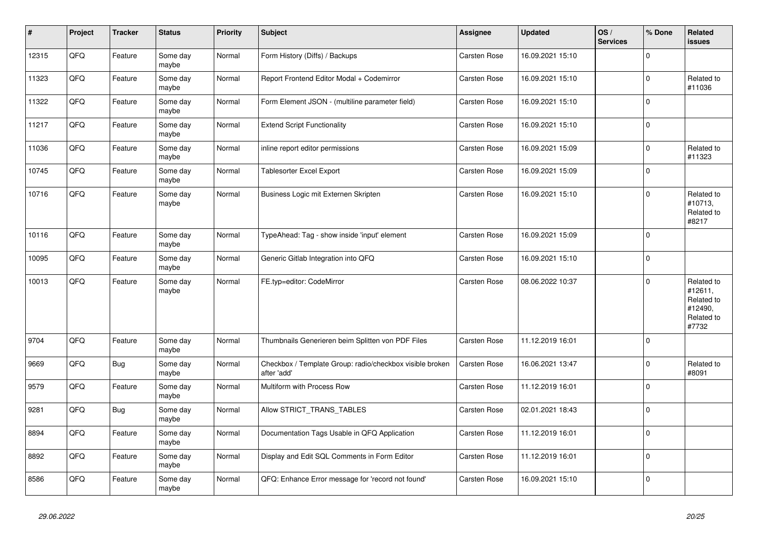| # | Project | Tracker | Status | Priority | Subject | Assignee | Updated | OS / Services | % Done | Related issues |
|---|---|---|---|---|---|---|---|---|---|---|
| 12315 | QFQ | Feature | Some day maybe | Normal | Form History (Diffs) / Backups | Carsten Rose | 16.09.2021 15:10 | | 0 | |
| 11323 | QFQ | Feature | Some day maybe | Normal | Report Frontend Editor Modal + Codemirror | Carsten Rose | 16.09.2021 15:10 | | 0 | Related to #11036 |
| 11322 | QFQ | Feature | Some day maybe | Normal | Form Element JSON - (multiline parameter field) | Carsten Rose | 16.09.2021 15:10 | | 0 | |
| 11217 | QFQ | Feature | Some day maybe | Normal | Extend Script Functionality | Carsten Rose | 16.09.2021 15:10 | | 0 | |
| 11036 | QFQ | Feature | Some day maybe | Normal | inline report editor permissions | Carsten Rose | 16.09.2021 15:09 | | 0 | Related to #11323 |
| 10745 | QFQ | Feature | Some day maybe | Normal | Tablesorter Excel Export | Carsten Rose | 16.09.2021 15:09 | | 0 | |
| 10716 | QFQ | Feature | Some day maybe | Normal | Business Logic mit Externen Skripten | Carsten Rose | 16.09.2021 15:10 | | 0 | Related to #10713, Related to #8217 |
| 10116 | QFQ | Feature | Some day maybe | Normal | TypeAhead: Tag - show inside 'input' element | Carsten Rose | 16.09.2021 15:09 | | 0 | |
| 10095 | QFQ | Feature | Some day maybe | Normal | Generic Gitlab Integration into QFQ | Carsten Rose | 16.09.2021 15:10 | | 0 | |
| 10013 | QFQ | Feature | Some day maybe | Normal | FE.typ=editor: CodeMirror | Carsten Rose | 08.06.2022 10:37 | | 0 | Related to #12611, Related to #12490, Related to #7732 |
| 9704 | QFQ | Feature | Some day maybe | Normal | Thumbnails Generieren beim Splitten von PDF Files | Carsten Rose | 11.12.2019 16:01 | | 0 | |
| 9669 | QFQ | Bug | Some day maybe | Normal | Checkbox / Template Group: radio/checkbox visible broken after 'add' | Carsten Rose | 16.06.2021 13:47 | | 0 | Related to #8091 |
| 9579 | QFQ | Feature | Some day maybe | Normal | Multiform with Process Row | Carsten Rose | 11.12.2019 16:01 | | 0 | |
| 9281 | QFQ | Bug | Some day maybe | Normal | Allow STRICT_TRANS_TABLES | Carsten Rose | 02.01.2021 18:43 | | 0 | |
| 8894 | QFQ | Feature | Some day maybe | Normal | Documentation Tags Usable in QFQ Application | Carsten Rose | 11.12.2019 16:01 | | 0 | |
| 8892 | QFQ | Feature | Some day maybe | Normal | Display and Edit SQL Comments in Form Editor | Carsten Rose | 11.12.2019 16:01 | | 0 | |
| 8586 | QFQ | Feature | Some day maybe | Normal | QFQ: Enhance Error message for 'record not found' | Carsten Rose | 16.09.2021 15:10 | | 0 | |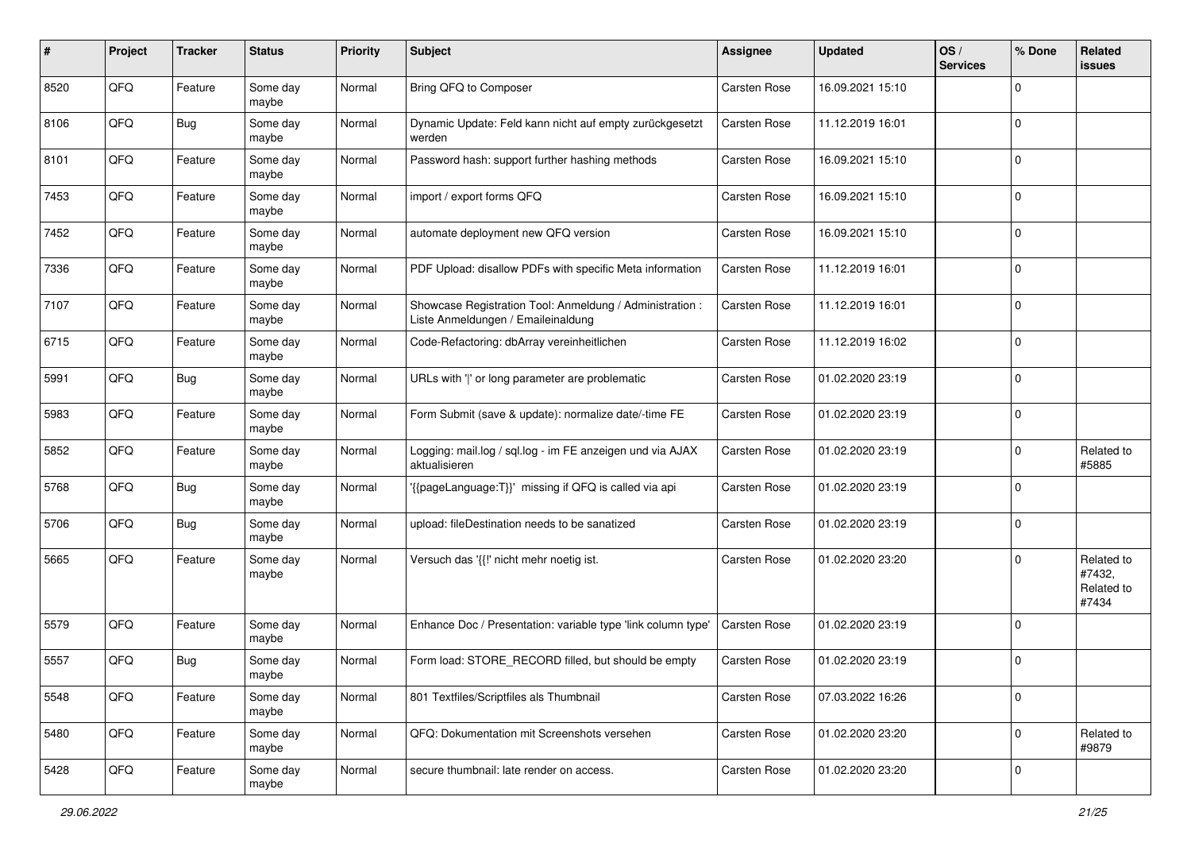| # | Project | Tracker | Status | Priority | Subject | Assignee | Updated | OS / Services | % Done | Related issues |
|---|---|---|---|---|---|---|---|---|---|---|
| 8520 | QFQ | Feature | Some day maybe | Normal | Bring QFQ to Composer | Carsten Rose | 16.09.2021 15:10 | | 0 | |
| 8106 | QFQ | Bug | Some day maybe | Normal | Dynamic Update: Feld kann nicht auf empty zurückgesetzt werden | Carsten Rose | 11.12.2019 16:01 | | 0 | |
| 8101 | QFQ | Feature | Some day maybe | Normal | Password hash: support further hashing methods | Carsten Rose | 16.09.2021 15:10 | | 0 | |
| 7453 | QFQ | Feature | Some day maybe | Normal | import / export forms QFQ | Carsten Rose | 16.09.2021 15:10 | | 0 | |
| 7452 | QFQ | Feature | Some day maybe | Normal | automate deployment new QFQ version | Carsten Rose | 16.09.2021 15:10 | | 0 | |
| 7336 | QFQ | Feature | Some day maybe | Normal | PDF Upload: disallow PDFs with specific Meta information | Carsten Rose | 11.12.2019 16:01 | | 0 | |
| 7107 | QFQ | Feature | Some day maybe | Normal | Showcase Registration Tool: Anmeldung / Administration : Liste Anmeldungen / Emaileinaldung | Carsten Rose | 11.12.2019 16:01 | | 0 | |
| 6715 | QFQ | Feature | Some day maybe | Normal | Code-Refactoring: dbArray vereinheitlichen | Carsten Rose | 11.12.2019 16:02 | | 0 | |
| 5991 | QFQ | Bug | Some day maybe | Normal | URLs with '\|' or long parameter are problematic | Carsten Rose | 01.02.2020 23:19 | | 0 | |
| 5983 | QFQ | Feature | Some day maybe | Normal | Form Submit (save & update): normalize date/-time FE | Carsten Rose | 01.02.2020 23:19 | | 0 | |
| 5852 | QFQ | Feature | Some day maybe | Normal | Logging: mail.log / sql.log - im FE anzeigen und via AJAX aktualisieren | Carsten Rose | 01.02.2020 23:19 | | 0 | Related to #5885 |
| 5768 | QFQ | Bug | Some day maybe | Normal | '{{pageLanguage:T}}' missing if QFQ is called via api | Carsten Rose | 01.02.2020 23:19 | | 0 | |
| 5706 | QFQ | Bug | Some day maybe | Normal | upload: fileDestination needs to be sanatized | Carsten Rose | 01.02.2020 23:19 | | 0 | |
| 5665 | QFQ | Feature | Some day maybe | Normal | Versuch das '{{!' nicht mehr noetig ist. | Carsten Rose | 01.02.2020 23:20 | | 0 | Related to #7432, Related to #7434 |
| 5579 | QFQ | Feature | Some day maybe | Normal | Enhance Doc / Presentation: variable type 'link column type' | Carsten Rose | 01.02.2020 23:19 | | 0 | |
| 5557 | QFQ | Bug | Some day maybe | Normal | Form load: STORE_RECORD filled, but should be empty | Carsten Rose | 01.02.2020 23:19 | | 0 | |
| 5548 | QFQ | Feature | Some day maybe | Normal | 801 Textfiles/Scriptfiles als Thumbnail | Carsten Rose | 07.03.2022 16:26 | | 0 | |
| 5480 | QFQ | Feature | Some day maybe | Normal | QFQ: Dokumentation mit Screenshots versehen | Carsten Rose | 01.02.2020 23:20 | | 0 | Related to #9879 |
| 5428 | QFQ | Feature | Some day maybe | Normal | secure thumbnail: late render on access. | Carsten Rose | 01.02.2020 23:20 | | 0 | |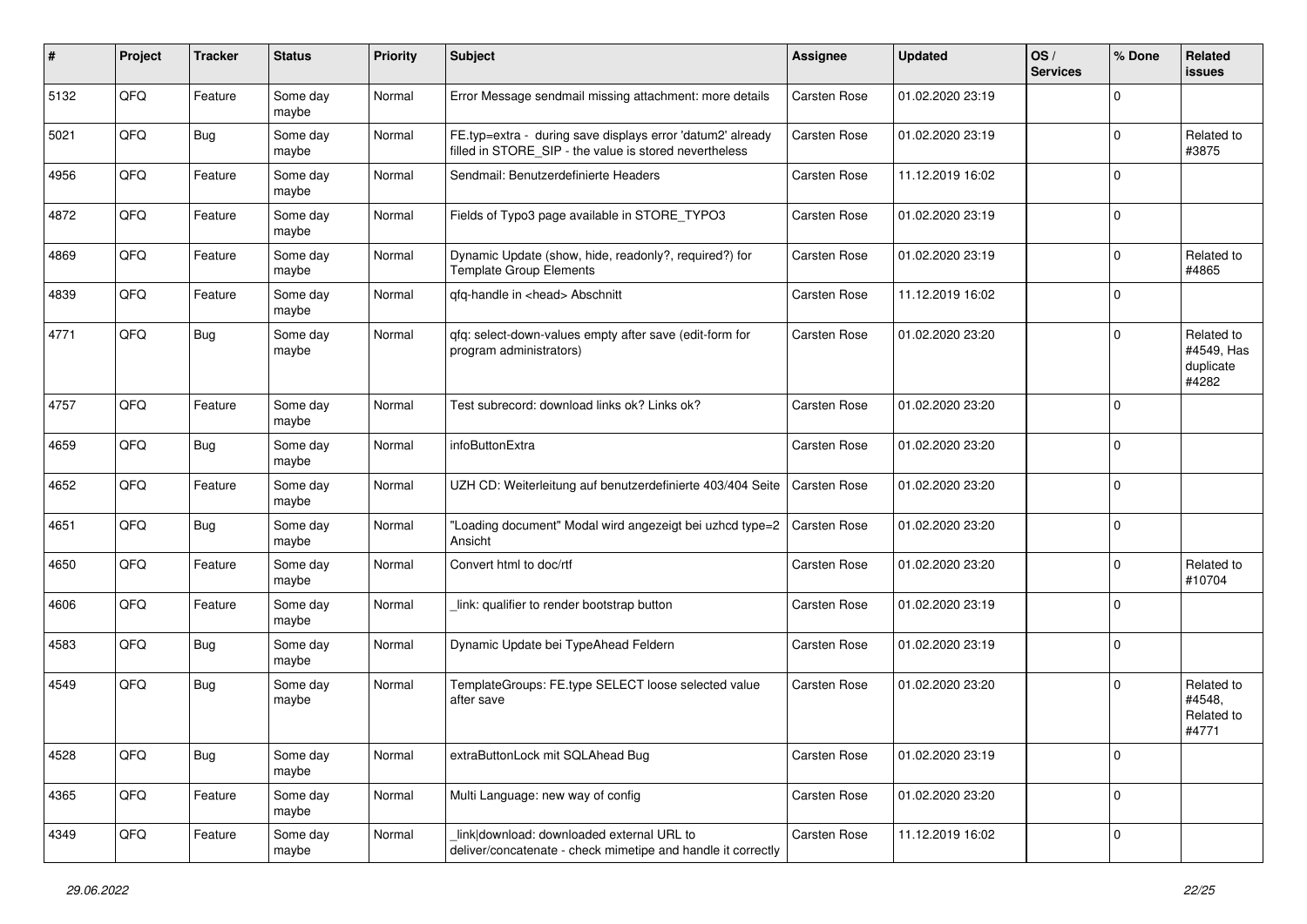| # | Project | Tracker | Status | Priority | Subject | Assignee | Updated | OS / Services | % Done | Related issues |
|---|---|---|---|---|---|---|---|---|---|---|
| 5132 | QFQ | Feature | Some day maybe | Normal | Error Message sendmail missing attachment: more details | Carsten Rose | 01.02.2020 23:19 | | 0 | |
| 5021 | QFQ | Bug | Some day maybe | Normal | FE.typ=extra - during save displays error 'datum2' already filled in STORE_SIP - the value is stored nevertheless | Carsten Rose | 01.02.2020 23:19 | | 0 | Related to #3875 |
| 4956 | QFQ | Feature | Some day maybe | Normal | Sendmail: Benutzerdefinierte Headers | Carsten Rose | 11.12.2019 16:02 | | 0 | |
| 4872 | QFQ | Feature | Some day maybe | Normal | Fields of Typo3 page available in STORE_TYPO3 | Carsten Rose | 01.02.2020 23:19 | | 0 | |
| 4869 | QFQ | Feature | Some day maybe | Normal | Dynamic Update (show, hide, readonly?, required?) for Template Group Elements | Carsten Rose | 01.02.2020 23:19 | | 0 | Related to #4865 |
| 4839 | QFQ | Feature | Some day maybe | Normal | qfq-handle in <head> Abschnitt | Carsten Rose | 11.12.2019 16:02 | | 0 | |
| 4771 | QFQ | Bug | Some day maybe | Normal | qfq: select-down-values empty after save (edit-form for program administrators) | Carsten Rose | 01.02.2020 23:20 | | 0 | Related to #4549, Has duplicate #4282 |
| 4757 | QFQ | Feature | Some day maybe | Normal | Test subrecord: download links ok? Links ok? | Carsten Rose | 01.02.2020 23:20 | | 0 | |
| 4659 | QFQ | Bug | Some day maybe | Normal | infoButtonExtra | Carsten Rose | 01.02.2020 23:20 | | 0 | |
| 4652 | QFQ | Feature | Some day maybe | Normal | UZH CD: Weiterleitung auf benutzerdefinierte 403/404 Seite | Carsten Rose | 01.02.2020 23:20 | | 0 | |
| 4651 | QFQ | Bug | Some day maybe | Normal | "Loading document" Modal wird angezeigt bei uzhcd type=2 Ansicht | Carsten Rose | 01.02.2020 23:20 | | 0 | |
| 4650 | QFQ | Feature | Some day maybe | Normal | Convert html to doc/rtf | Carsten Rose | 01.02.2020 23:20 | | 0 | Related to #10704 |
| 4606 | QFQ | Feature | Some day maybe | Normal | _link: qualifier to render bootstrap button | Carsten Rose | 01.02.2020 23:19 | | 0 | |
| 4583 | QFQ | Bug | Some day maybe | Normal | Dynamic Update bei TypeAhead Feldern | Carsten Rose | 01.02.2020 23:19 | | 0 | |
| 4549 | QFQ | Bug | Some day maybe | Normal | TemplateGroups: FE.type SELECT loose selected value after save | Carsten Rose | 01.02.2020 23:20 | | 0 | Related to #4548, Related to #4771 |
| 4528 | QFQ | Bug | Some day maybe | Normal | extraButtonLock mit SQLAhead Bug | Carsten Rose | 01.02.2020 23:19 | | 0 | |
| 4365 | QFQ | Feature | Some day maybe | Normal | Multi Language: new way of config | Carsten Rose | 01.02.2020 23:20 | | 0 | |
| 4349 | QFQ | Feature | Some day maybe | Normal | _link\|download: downloaded external URL to deliver/concatenate - check mimetipe and handle it correctly | Carsten Rose | 11.12.2019 16:02 | | 0 | |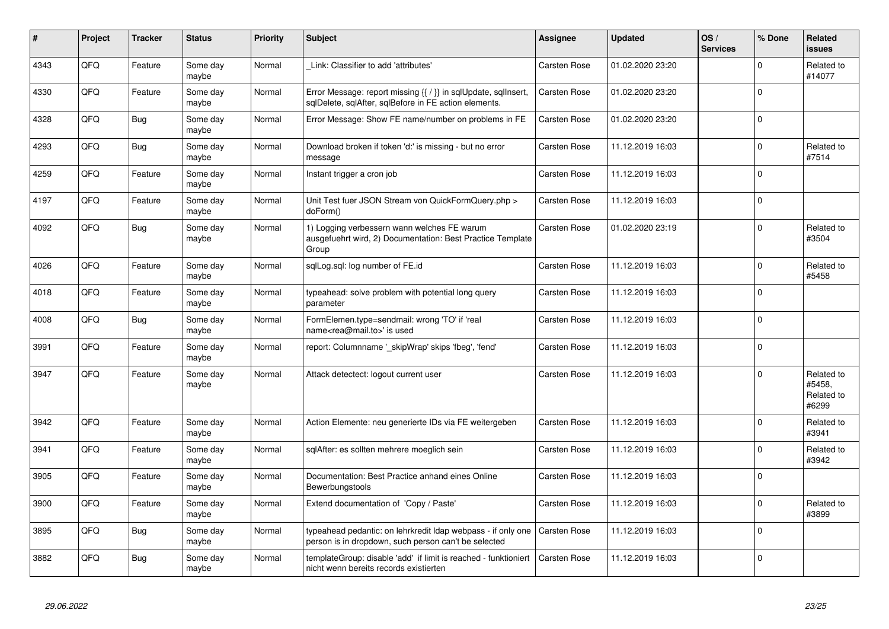| # | Project | Tracker | Status | Priority | Subject | Assignee | Updated | OS / Services | % Done | Related issues |
|---|---|---|---|---|---|---|---|---|---|---|
| 4343 | QFQ | Feature | Some day maybe | Normal | _Link: Classifier to add 'attributes' | Carsten Rose | 01.02.2020 23:20 | | 0 | Related to #14077 |
| 4330 | QFQ | Feature | Some day maybe | Normal | Error Message: report missing {{ / }} in sqlUpdate, sqlInsert, sqlDelete, sqlAfter, sqlBefore in FE action elements. | Carsten Rose | 01.02.2020 23:20 | | 0 | |
| 4328 | QFQ | Bug | Some day maybe | Normal | Error Message: Show FE name/number on problems in FE | Carsten Rose | 01.02.2020 23:20 | | 0 | |
| 4293 | QFQ | Bug | Some day maybe | Normal | Download broken if token 'd:' is missing - but no error message | Carsten Rose | 11.12.2019 16:03 | | 0 | Related to #7514 |
| 4259 | QFQ | Feature | Some day maybe | Normal | Instant trigger a cron job | Carsten Rose | 11.12.2019 16:03 | | 0 | |
| 4197 | QFQ | Feature | Some day maybe | Normal | Unit Test fuer JSON Stream von QuickFormQuery.php > doForm() | Carsten Rose | 11.12.2019 16:03 | | 0 | |
| 4092 | QFQ | Bug | Some day maybe | Normal | 1) Logging verbessern wann welches FE warum ausgefuehrt wird, 2) Documentation: Best Practice Template Group | Carsten Rose | 01.02.2020 23:19 | | 0 | Related to #3504 |
| 4026 | QFQ | Feature | Some day maybe | Normal | sqlLog.sql: log number of FE.id | Carsten Rose | 11.12.2019 16:03 | | 0 | Related to #5458 |
| 4018 | QFQ | Feature | Some day maybe | Normal | typeahead: solve problem with potential long query parameter | Carsten Rose | 11.12.2019 16:03 | | 0 | |
| 4008 | QFQ | Bug | Some day maybe | Normal | FormElemen.type=sendmail: wrong 'TO' if 'real name<rea@mail.to>' is used | Carsten Rose | 11.12.2019 16:03 | | 0 | |
| 3991 | QFQ | Feature | Some day maybe | Normal | report: Columnname '_skipWrap' skips 'fbeg', 'fend' | Carsten Rose | 11.12.2019 16:03 | | 0 | |
| 3947 | QFQ | Feature | Some day maybe | Normal | Attack detectect: logout current user | Carsten Rose | 11.12.2019 16:03 | | 0 | Related to #5458, Related to #6299 |
| 3942 | QFQ | Feature | Some day maybe | Normal | Action Elemente: neu generierte IDs via FE weitergeben | Carsten Rose | 11.12.2019 16:03 | | 0 | Related to #3941 |
| 3941 | QFQ | Feature | Some day maybe | Normal | sqlAfter: es sollten mehrere moeglich sein | Carsten Rose | 11.12.2019 16:03 | | 0 | Related to #3942 |
| 3905 | QFQ | Feature | Some day maybe | Normal | Documentation: Best Practice anhand eines Online Bewerbungstools | Carsten Rose | 11.12.2019 16:03 | | 0 | |
| 3900 | QFQ | Feature | Some day maybe | Normal | Extend documentation of 'Copy / Paste' | Carsten Rose | 11.12.2019 16:03 | | 0 | Related to #3899 |
| 3895 | QFQ | Bug | Some day maybe | Normal | typeahead pedantic: on lehrkredit ldap webpass - if only one person is in dropdown, such person can't be selected | Carsten Rose | 11.12.2019 16:03 | | 0 | |
| 3882 | QFQ | Bug | Some day maybe | Normal | templateGroup: disable 'add' if limit is reached - funktioniert nicht wenn bereits records existierten | Carsten Rose | 11.12.2019 16:03 | | 0 | |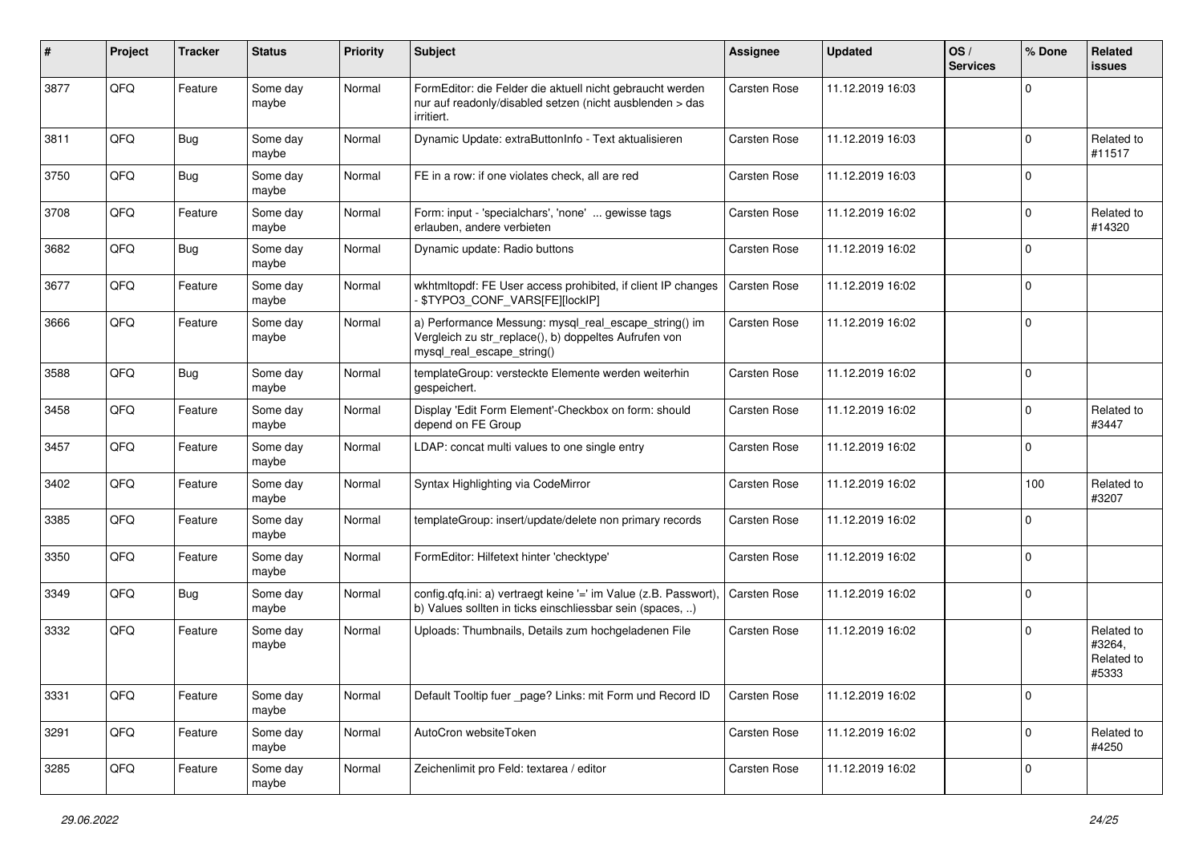| # | Project | Tracker | Status | Priority | Subject | Assignee | Updated | OS / Services | % Done | Related issues |
|---|---|---|---|---|---|---|---|---|---|---|
| 3877 | QFQ | Feature | Some day maybe | Normal | FormEditor: die Felder die aktuell nicht gebraucht werden nur auf readonly/disabled setzen (nicht ausblenden > das irritiert. | Carsten Rose | 11.12.2019 16:03 | | 0 | |
| 3811 | QFQ | Bug | Some day maybe | Normal | Dynamic Update: extraButtonInfo - Text aktualisieren | Carsten Rose | 11.12.2019 16:03 | | 0 | Related to #11517 |
| 3750 | QFQ | Bug | Some day maybe | Normal | FE in a row: if one violates check, all are red | Carsten Rose | 11.12.2019 16:03 | | 0 | |
| 3708 | QFQ | Feature | Some day maybe | Normal | Form: input - 'specialchars', 'none' ... gewisse tags erlauben, andere verbieten | Carsten Rose | 11.12.2019 16:02 | | 0 | Related to #14320 |
| 3682 | QFQ | Bug | Some day maybe | Normal | Dynamic update: Radio buttons | Carsten Rose | 11.12.2019 16:02 | | 0 | |
| 3677 | QFQ | Feature | Some day maybe | Normal | wkhtmltopdf: FE User access prohibited, if client IP changes - $TYPO3_CONF_VARS[FE][lockIP] | Carsten Rose | 11.12.2019 16:02 | | 0 | |
| 3666 | QFQ | Feature | Some day maybe | Normal | a) Performance Messung: mysql_real_escape_string() im Vergleich zu str_replace(), b) doppeltes Aufrufen von mysql_real_escape_string() | Carsten Rose | 11.12.2019 16:02 | | 0 | |
| 3588 | QFQ | Bug | Some day maybe | Normal | templateGroup: versteckte Elemente werden weiterhin gespeichert. | Carsten Rose | 11.12.2019 16:02 | | 0 | |
| 3458 | QFQ | Feature | Some day maybe | Normal | Display 'Edit Form Element'-Checkbox on form: should depend on FE Group | Carsten Rose | 11.12.2019 16:02 | | 0 | Related to #3447 |
| 3457 | QFQ | Feature | Some day maybe | Normal | LDAP: concat multi values to one single entry | Carsten Rose | 11.12.2019 16:02 | | 0 | |
| 3402 | QFQ | Feature | Some day maybe | Normal | Syntax Highlighting via CodeMirror | Carsten Rose | 11.12.2019 16:02 | | 100 | Related to #3207 |
| 3385 | QFQ | Feature | Some day maybe | Normal | templateGroup: insert/update/delete non primary records | Carsten Rose | 11.12.2019 16:02 | | 0 | |
| 3350 | QFQ | Feature | Some day maybe | Normal | FormEditor: Hilfetext hinter 'checktype' | Carsten Rose | 11.12.2019 16:02 | | 0 | |
| 3349 | QFQ | Bug | Some day maybe | Normal | config.qfq.ini: a) vertraegt keine '=' im Value (z.B. Passwort), b) Values sollten in ticks einschliessbar sein (spaces, ..) | Carsten Rose | 11.12.2019 16:02 | | 0 | |
| 3332 | QFQ | Feature | Some day maybe | Normal | Uploads: Thumbnails, Details zum hochgeladenen File | Carsten Rose | 11.12.2019 16:02 | | 0 | Related to #3264, Related to #5333 |
| 3331 | QFQ | Feature | Some day maybe | Normal | Default Tooltip fuer _page? Links: mit Form und Record ID | Carsten Rose | 11.12.2019 16:02 | | 0 | |
| 3291 | QFQ | Feature | Some day maybe | Normal | AutoCron websiteToken | Carsten Rose | 11.12.2019 16:02 | | 0 | Related to #4250 |
| 3285 | QFQ | Feature | Some day maybe | Normal | Zeichenlimit pro Feld: textarea / editor | Carsten Rose | 11.12.2019 16:02 | | 0 | |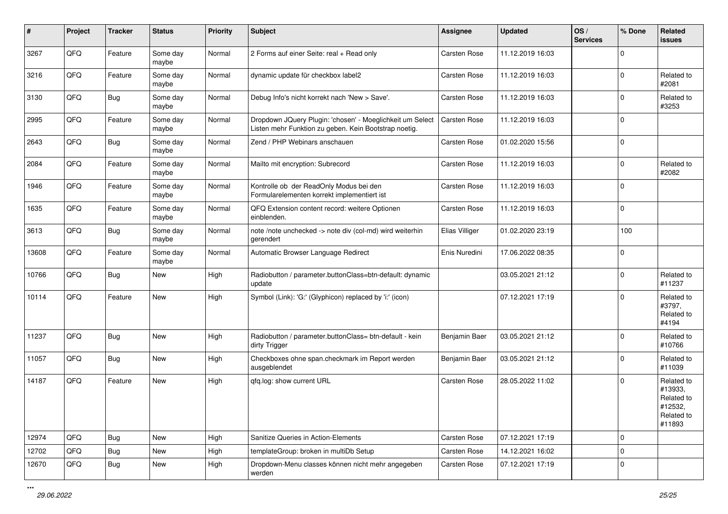| # | Project | Tracker | Status | Priority | Subject | Assignee | Updated | OS / Services | % Done | Related issues |
|---|---|---|---|---|---|---|---|---|---|---|
| 3267 | QFQ | Feature | Some day maybe | Normal | 2 Forms auf einer Seite: real + Read only | Carsten Rose | 11.12.2019 16:03 | | 0 | |
| 3216 | QFQ | Feature | Some day maybe | Normal | dynamic update für checkbox label2 | Carsten Rose | 11.12.2019 16:03 | | 0 | Related to #2081 |
| 3130 | QFQ | Bug | Some day maybe | Normal | Debug Info's nicht korrekt nach 'New > Save'. | Carsten Rose | 11.12.2019 16:03 | | 0 | Related to #3253 |
| 2995 | QFQ | Feature | Some day maybe | Normal | Dropdown JQuery Plugin: 'chosen' - Moeglichkeit um Select Listen mehr Funktion zu geben. Kein Bootstrap noetig. | Carsten Rose | 11.12.2019 16:03 | | 0 | |
| 2643 | QFQ | Bug | Some day maybe | Normal | Zend / PHP Webinars anschauen | Carsten Rose | 01.02.2020 15:56 | | 0 | |
| 2084 | QFQ | Feature | Some day maybe | Normal | Mailto mit encryption: Subrecord | Carsten Rose | 11.12.2019 16:03 | | 0 | Related to #2082 |
| 1946 | QFQ | Feature | Some day maybe | Normal | Kontrolle ob der ReadOnly Modus bei den Formularelementen korrekt implementiert ist | Carsten Rose | 11.12.2019 16:03 | | 0 | |
| 1635 | QFQ | Feature | Some day maybe | Normal | QFQ Extension content record: weitere Optionen einblenden. | Carsten Rose | 11.12.2019 16:03 | | 0 | |
| 3613 | QFQ | Bug | Some day maybe | Normal | note /note unchecked -> note div (col-md) wird weiterhin gerendert | Elias Villiger | 01.02.2020 23:19 | | 100 | |
| 13608 | QFQ | Feature | Some day maybe | Normal | Automatic Browser Language Redirect | Enis Nuredini | 17.06.2022 08:35 | | 0 | |
| 10766 | QFQ | Bug | New | High | Radiobutton / parameter.buttonClass=btn-default: dynamic update | | 03.05.2021 21:12 | | 0 | Related to #11237 |
| 10114 | QFQ | Feature | New | High | Symbol (Link): 'G:' (Glyphicon) replaced by 'i:' (icon) | | 07.12.2021 17:19 | | 0 | Related to #3797, Related to #4194 |
| 11237 | QFQ | Bug | New | High | Radiobutton / parameter.buttonClass= btn-default - kein dirty Trigger | Benjamin Baer | 03.05.2021 21:12 | | 0 | Related to #10766 |
| 11057 | QFQ | Bug | New | High | Checkboxes ohne span.checkmark im Report werden ausgeblendet | Benjamin Baer | 03.05.2021 21:12 | | 0 | Related to #11039 |
| 14187 | QFQ | Feature | New | High | qfq.log: show current URL | Carsten Rose | 28.05.2022 11:02 | | 0 | Related to #13933, Related to #12532, Related to #11893 |
| 12974 | QFQ | Bug | New | High | Sanitize Queries in Action-Elements | Carsten Rose | 07.12.2021 17:19 | | 0 | |
| 12702 | QFQ | Bug | New | High | templateGroup: broken in multiDb Setup | Carsten Rose | 14.12.2021 16:02 | | 0 | |
| 12670 | QFQ | Bug | New | High | Dropdown-Menu classes können nicht mehr angegeben werden | Carsten Rose | 07.12.2021 17:19 | | 0 | |

...

*29.06.2022*